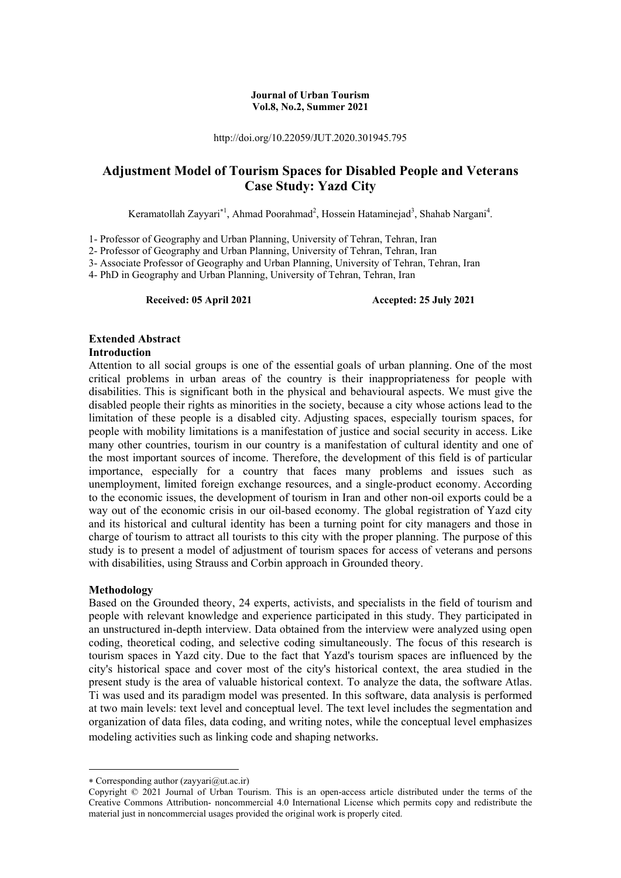**Journal of Urban Tourism**
**Vol.8, No.2, Summer 2021**

http://doi.org/10.22059/JUT.2020.301945.795

# Adjustment Model of Tourism Spaces for Disabled People and Veterans Case Study: Yazd City

Keramatollah Zayyari*[1], Ahmad Poorahmad[2], Hossein Hataminejad[3], Shahab Nargani[4].

1- Professor of Geography and Urban Planning, University of Tehran, Tehran, Iran
2- Professor of Geography and Urban Planning, University of Tehran, Tehran, Iran
3- Associate Professor of Geography and Urban Planning, University of Tehran, Tehran, Iran
4- PhD in Geography and Urban Planning, University of Tehran, Tehran, Iran

**Received: 05 April 2021** **Accepted: 25 July 2021**

## Extended Abstract

### Introduction

Attention to all social groups is one of the essential goals of urban planning. One of the most critical problems in urban areas of the country is their inappropriateness for people with disabilities. This is significant both in the physical and behavioural aspects. We must give the disabled people their rights as minorities in the society, because a city whose actions lead to the limitation of these people is a disabled city. Adjusting spaces, especially tourism spaces, for people with mobility limitations is a manifestation of justice and social security in access. Like many other countries, tourism in our country is a manifestation of cultural identity and one of the most important sources of income. Therefore, the development of this field is of particular importance, especially for a country that faces many problems and issues such as unemployment, limited foreign exchange resources, and a single-product economy. According to the economic issues, the development of tourism in Iran and other non-oil exports could be a way out of the economic crisis in our oil-based economy. The global registration of Yazd city and its historical and cultural identity has been a turning point for city managers and those in charge of tourism to attract all tourists to this city with the proper planning. The purpose of this study is to present a model of adjustment of tourism spaces for access of veterans and persons with disabilities, using Strauss and Corbin approach in Grounded theory.

### Methodology

Based on the Grounded theory, 24 experts, activists, and specialists in the field of tourism and people with relevant knowledge and experience participated in this study. They participated in an unstructured in-depth interview. Data obtained from the interview were analyzed using open coding, theoretical coding, and selective coding simultaneously. The focus of this research is tourism spaces in Yazd city. Due to the fact that Yazd's tourism spaces are influenced by the city's historical space and cover most of the city's historical context, the area studied in the present study is the area of valuable historical context. To analyze the data, the software Atlas. Ti was used and its paradigm model was presented. In this software, data analysis is performed at two main levels: text level and conceptual level. The text level includes the segmentation and organization of data files, data coding, and writing notes, while the conceptual level emphasizes modeling activities such as linking code and shaping networks.

---

* Corresponding author (zayyari@ut.ac.ir)

Copyright © 2021 Journal of Urban Tourism. This is an open-access article distributed under the terms of the Creative Commons Attribution- noncommercial 4.0 International License which permits copy and redistribute the material just in noncommercial usages provided the original work is properly cited.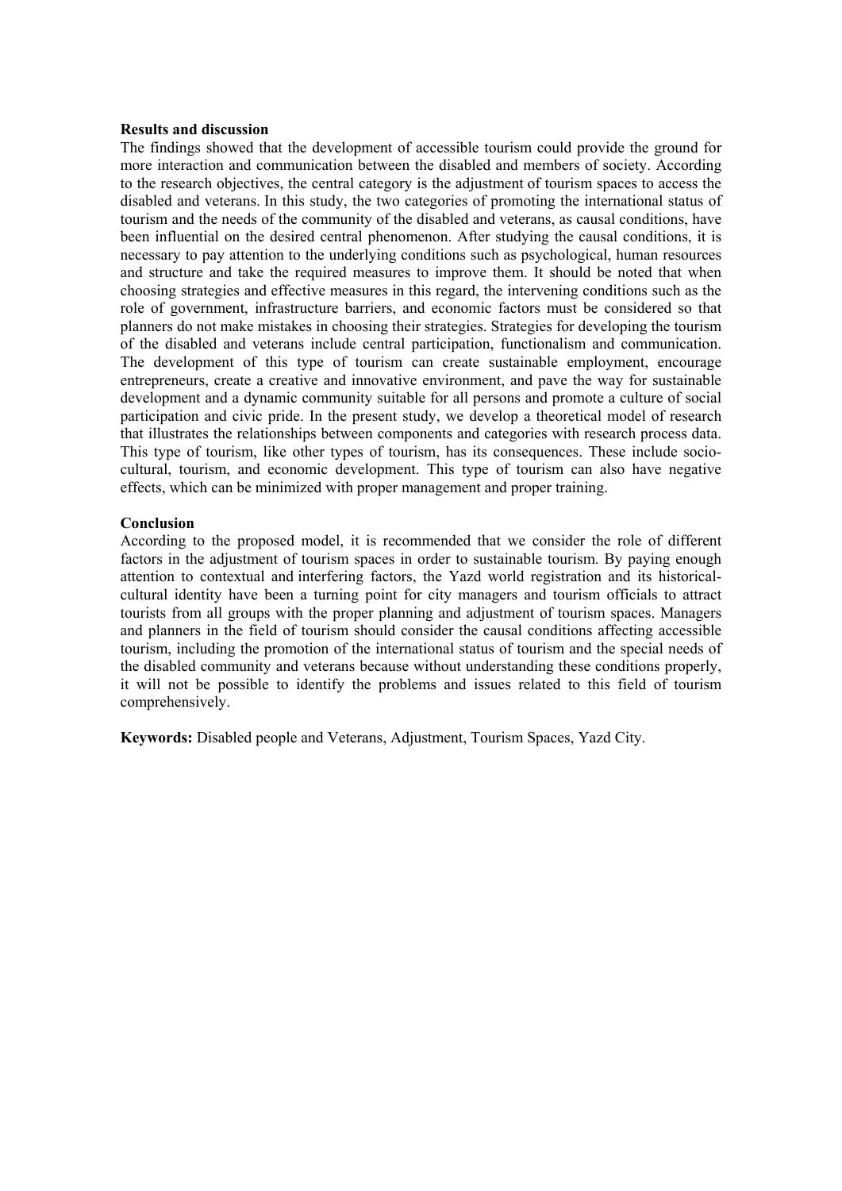**Results and discussion**

The findings showed that the development of accessible tourism could provide the ground for more interaction and communication between the disabled and members of society. According to the research objectives, the central category is the adjustment of tourism spaces to access the disabled and veterans. In this study, the two categories of promoting the international status of tourism and the needs of the community of the disabled and veterans, as causal conditions, have been influential on the desired central phenomenon. After studying the causal conditions, it is necessary to pay attention to the underlying conditions such as psychological, human resources and structure and take the required measures to improve them. It should be noted that when choosing strategies and effective measures in this regard, the intervening conditions such as the role of government, infrastructure barriers, and economic factors must be considered so that planners do not make mistakes in choosing their strategies. Strategies for developing the tourism of the disabled and veterans include central participation, functionalism and communication. The development of this type of tourism can create sustainable employment, encourage entrepreneurs, create a creative and innovative environment, and pave the way for sustainable development and a dynamic community suitable for all persons and promote a culture of social participation and civic pride. In the present study, we develop a theoretical model of research that illustrates the relationships between components and categories with research process data. This type of tourism, like other types of tourism, has its consequences. These include socio-cultural, tourism, and economic development. This type of tourism can also have negative effects, which can be minimized with proper management and proper training.

**Conclusion**

According to the proposed model, it is recommended that we consider the role of different factors in the adjustment of tourism spaces in order to sustainable tourism. By paying enough attention to contextual and interfering factors, the Yazd world registration and its historical-cultural identity have been a turning point for city managers and tourism officials to attract tourists from all groups with the proper planning and adjustment of tourism spaces. Managers and planners in the field of tourism should consider the causal conditions affecting accessible tourism, including the promotion of the international status of tourism and the special needs of the disabled community and veterans because without understanding these conditions properly, it will not be possible to identify the problems and issues related to this field of tourism comprehensively.

**Keywords:** Disabled people and Veterans, Adjustment, Tourism Spaces, Yazd City.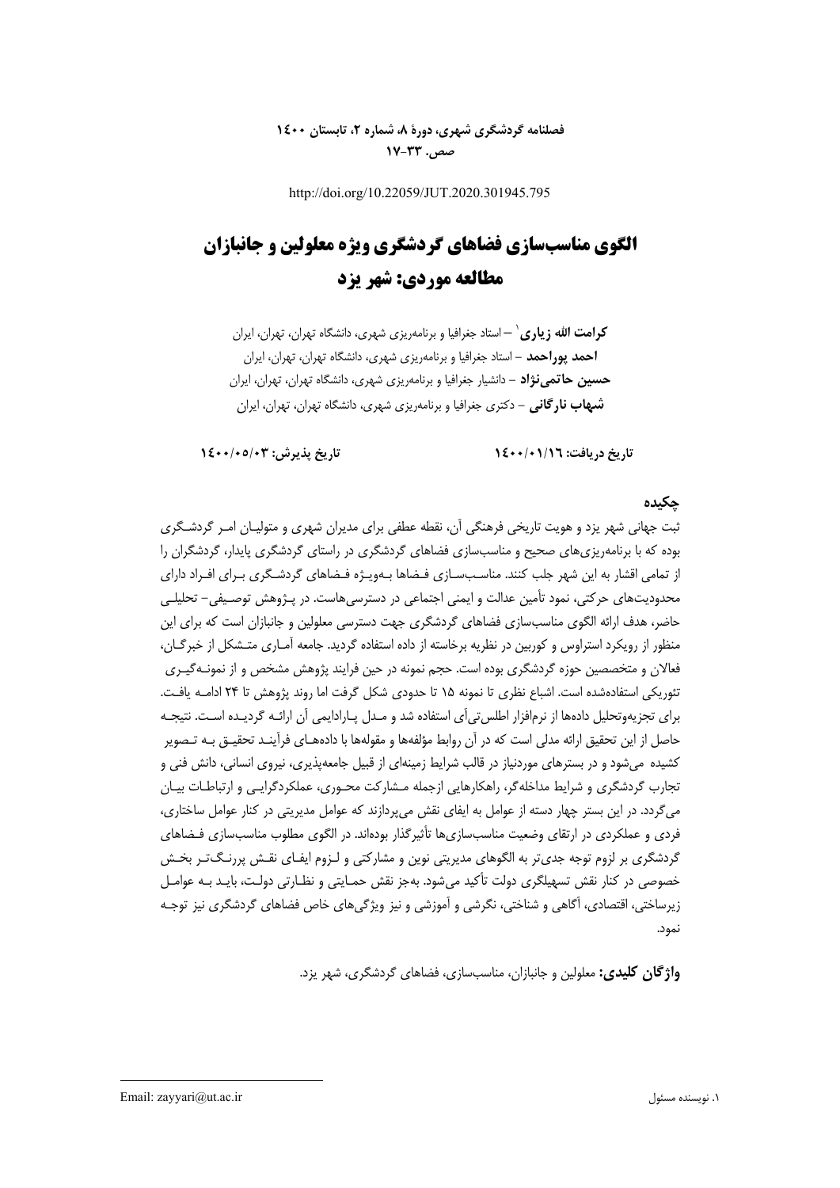http://doi.org/10.22059/JUT.2020.301945.795

# الگوی مناسب‌سازی فضاهای گردشگری ویژه معلولین و جانبازان مطالعه موردی: شهر یزد

**کرامت الله زیاری**[1] – استاد جغرافیا و برنامه‌ریزی شهری، دانشگاه تهران، تهران، ایران

**احمد پوراحمد** – استاد جغرافیا و برنامه‌ریزی شهری، دانشگاه تهران، تهران، ایران

**حسین حاتمی‌نژاد** – دانشیار جغرافیا و برنامه‌ریزی شهری، دانشگاه تهران، تهران، ایران

**شهاب نارگانی** – دکتری جغرافیا و برنامه‌ریزی شهری، دانشگاه تهران، تهران، ایران

**تاریخ دریافت: ۱۴۰۰/۰۱/۱۶** **تاریخ پذیرش: ۱۴۰۰/۰۵/۰۳**

## چکیده

ثبت جهانی شهر یزد و هویت تاریخی فرهنگی آن، نقطه عطفی برای مدیران شهری و متولیان امر گردشگری بوده که با برنامه‌ریزی‌های صحیح و مناسب‌سازی فضاهای گردشگری در راستای گردشگری پایدار، گردشگران را از تمامی اقشار به این شهر جلب کنند. مناسب‌سازی فضاها به‌ویژه فضاهای گردشگری برای افراد دارای محدودیت‌های حرکتی، نمود تأمین عدالت و ایمنی اجتماعی در دسترسی‌هاست. در پژوهش توصیفی- تحلیلی حاضر، هدف ارائه الگوی مناسب‌سازی فضاهای گردشگری جهت دسترسی معلولین و جانبازان است که برای این منظور از رویکرد استراوس و کوربین در نظریه برخاسته از داده استفاده گردید. جامعه آماری متشکل از خبرگان، فعالان و متخصصین حوزه گردشگری بوده است. حجم نمونه در حین فرایند پژوهش مشخص و از نمونه‌گیری تئوریکی استفاده‌شده است. اشباع نظری تا نمونه ۱۵ تا حدودی شکل گرفت اما روند پژوهش تا ۲۴ ادامه یافت. برای تجزیه‌وتحلیل داده‌ها از نرم‌افزار اطلس‌تی‌آی استفاده شد و مدل پارادایمی آن ارائه گردیده است. نتیجه حاصل از این تحقیق ارائه مدلی است که در آن روابط مؤلفه‌ها و مقوله‌ها با داده‌های فرآیند تحقیق به تصویر کشیده می‌شود و در بسترهای موردنیاز در قالب شرایط زمینه‌ای از قبیل جامعه‌پذیری، نیروی انسانی، دانش فنی و تجارب گردشگری و شرایط مداخله‌گر، راهکارهایی ازجمله مشارکت محوری، عملکردگرایی و ارتباطات بیان می‌گردد. در این بستر چهار دسته از عوامل به ایفای نقش می‌پردازند که عوامل مدیریتی در کنار عوامل ساختاری، فردی و عملکردی در ارتقای وضعیت مناسب‌سازی‌ها تأثیرگذار بوده‌اند. در الگوی مطلوب مناسب‌سازی فضاهای گردشگری بر لزوم توجه جدی‌تر به الگوهای مدیریتی نوین و مشارکتی و لزوم ایفای نقش پررنگ‌تر بخش خصوصی در کنار نقش تسهیلگری دولت تأکید می‌شود. به‌جز نقش حمایتی و نظارتی دولت، باید به عوامل زیرساختی، اقتصادی، آگاهی و شناختی، نگرشی و آموزشی و نیز ویژگی‌های خاص فضاهای گردشگری نیز توجه نمود.

**واژگان کلیدی:** معلولین و جانبازان، مناسب‌سازی، فضاهای گردشگری، شهر یزد.

---

[1] نویسنده مسئول Email: zayyari@ut.ac.ir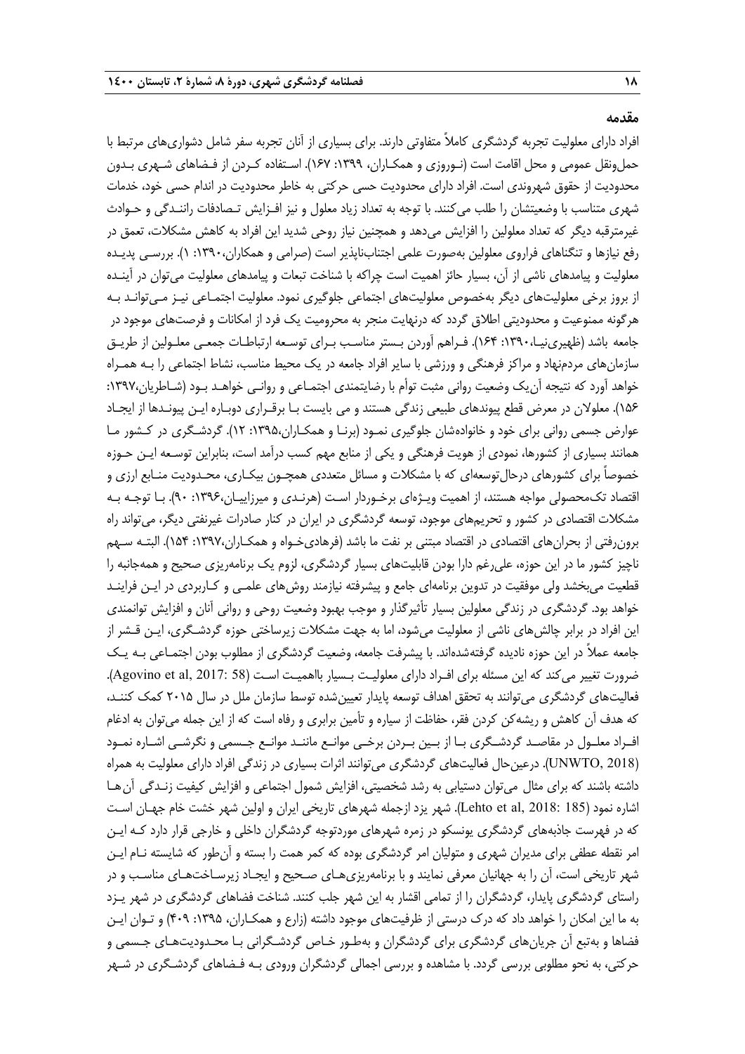## مقدمه

افراد دارای معلولیت تجربه گردشگری کاملاً متفاوتی دارند. برای بسیاری از آنان تجربه سفر شامل دشواری‌های مرتبط با حمل‌ونقل عمومی و محل اقامت است (نوروزی و همکاران، ۱۳۹۹: ۱۶۷). استفاده کردن از فضاهای شهری بدون محدودیت از حقوق شهروندی است. افراد دارای محدودیت حسی حرکتی به خاطر محدودیت در اندام حسی خود، خدمات شهری متناسب با وضعیتشان را طلب می‌کنند. با توجه به تعداد زیاد معلول و نیز افزایش تصادفات رانندگی و حوادث غیرمترقبه دیگر که تعداد معلولین را افزایش می‌دهد و همچنین نیاز روحی شدید این افراد به کاهش مشکلات، تعمق در رفع نیازها و تنگناهای فراروی معلولین به‌صورت علمی اجتناب‌ناپذیر است (صرامی و همکاران،۱۳۹۰: ۱). بررسی پدیده معلولیت و پیامدهای ناشی از آن، بسیار حائز اهمیت است چراکه با شناخت تبعات و پیامدهای معلولیت می‌توان در آینده از بروز برخی معلولیت‌های دیگر به‌خصوص معلولیت‌های اجتماعی جلوگیری نمود. معلولیت اجتماعی نیز می‌تواند به هرگونه ممنوعیت و محدودیتی اطلاق گردد که درنهایت منجر به محرومیت یک فرد از امکانات و فرصت‌های موجود در جامعه باشد (ظهیری‌نیا،۱۳۹۰: ۱۶۴). فراهم آوردن بستر مناسب برای توسعه ارتباطات جمعی معلولین از طریق سازمان‌های مردم‌نهاد و مراکز فرهنگی و ورزشی با سایر افراد جامعه در یک محیط مناسب، نشاط اجتماعی را به همراه خواهد آورد که نتیجه آن‌یک وضعیت روانی مثبت توأم با رضایتمندی اجتماعی و روانی خواهد بود (شاطریان،۱۳۹۷: ۱۵۶). معلولان در معرض قطع پیوندهای طبیعی زندگی هستند و می بایست با برقراری دوباره این پیوندها از ایجاد عوارض جسمی روانی برای خود و خانواده‌شان جلوگیری نمود (برنا و همکاران،۱۳۹۵: ۱۲). گردشگری در کشور ما همانند بسیاری از کشورها، نمودی از هویت فرهنگی و یکی از منابع مهم کسب درآمد است، بنابراین توسعه این حوزه خصوصاً برای کشورهای درحال‌توسعه‌ای که با مشکلات و مسائل متعددی همچون بیکاری، محدودیت منابع ارزی و اقتصاد تک‌محصولی مواجه هستند، از اهمیت ویژه‌ای برخوردار است (هرندی و میرزاییان،۱۳۹۶: ۹۰). با توجه به مشکلات اقتصادی در کشور و تحریم‌های موجود، توسعه گردشگری در ایران در کنار صادرات غیرنفتی دیگر، می‌تواند راه برون‌رفتی از بحران‌های اقتصادی در اقتصاد مبتنی بر نفت ما باشد (فرهادی‌خواه و همکاران،۱۳۹۷: ۱۵۴). البته سهم ناچیز کشور ما در این حوزه، علی‌رغم دارا بودن قابلیت‌های بسیار گردشگری، لزوم یک برنامه‌ریزی صحیح و همه‌جانبه را قطعیت می‌بخشد ولی موفقیت در تدوین برنامه‌ای جامع و پیشرفته نیازمند روش‌های علمی و کاربردی در این فرایند خواهد بود. گردشگری در زندگی معلولین بسیار تأثیرگذار و موجب بهبود وضعیت روحی و روانی آنان و افزایش توانمندی این افراد در برابر چالش‌های ناشی از معلولیت می‌شود، اما به جهت مشکلات زیرساختی حوزه گردشگری، این قشر از جامعه عملاً در این حوزه نادیده گرفته‌شده‌اند. با پیشرفت جامعه، وضعیت گردشگری از مطلوب بودن اجتماعی به یک ضرورت تغییر می‌کند که این مسئله برای افراد دارای معلولیت بسیار بااهمیت است (Agovino et al, 2017: 58). فعالیت‌های گردشگری می‌توانند به تحقق اهداف توسعه پایدار تعیین‌شده توسط سازمان ملل در سال ۲۰۱۵ کمک کنند، که هدف آن کاهش و ریشه‌کن کردن فقر، حفاظت از سیاره و تأمین برابری و رفاه است که از این جمله می‌توان به ادغام افراد معلول در مقاصد گردشگری با از بین بردن برخی موانع مانند موانع جسمی و نگرشی اشاره نمود (UNWTO, 2018). درعین‌حال فعالیت‌های گردشگری می‌توانند اثرات بسیاری در زندگی افراد دارای معلولیت به همراه داشته باشند که برای مثال می‌توان دستیابی به رشد شخصیتی، افزایش شمول اجتماعی و افزایش کیفیت زندگی آن‌ها اشاره نمود (Lehto et al, 2018: 185). شهر یزد ازجمله شهرهای تاریخی ایران و اولین شهر خشت خام جهان است که در فهرست جاذبه‌های گردشگری یونسکو در زمره شهرهای موردتوجه گردشگران داخلی و خارجی قرار دارد که این امر نقطه عطفی برای مدیران شهری و متولیان امر گردشگری بوده که کمر همت را بسته و آن‌طور که شایسته نام این شهر تاریخی است، آن را به جهانیان معرفی نمایند و با برنامه‌ریزی‌های صحیح و ایجاد زیرساخت‌های مناسب و در راستای گردشگری پایدار، گردشگران را از تمامی اقشار به این شهر جلب کنند. شناخت فضاهای گردشگری در شهر یزد به ما این امکان را خواهد داد که درک درستی از ظرفیت‌های موجود داشته (زارع و همکاران، ۱۳۹۵: ۴۰۹) و توان این فضاها و به‌تبع آن جریان‌های گردشگری برای گردشگران و به‌طور خاص گردشگرانی با محدودیت‌های جسمی و حرکتی، به نحو مطلوبی بررسی گردد. با مشاهده و بررسی اجمالی گردشگران ورودی به فضاهای گردشگری در شهر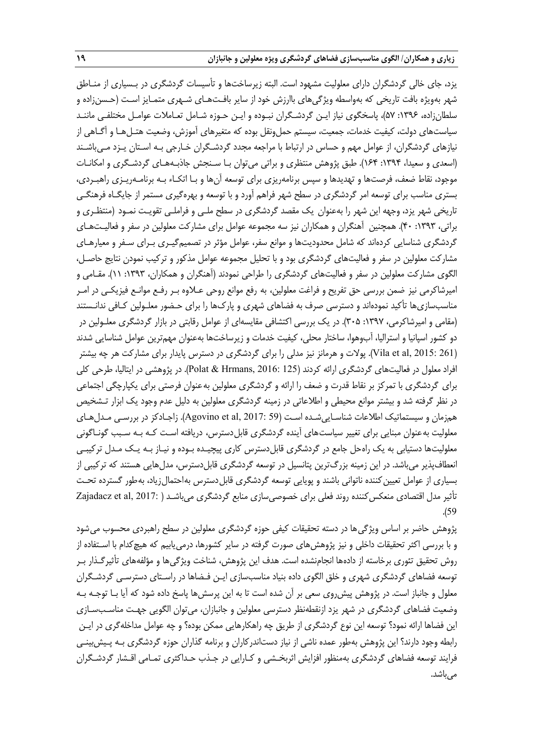یزد، جای خالی گردشگران دارای معلولیت مشهود است. البته زیرساخت‌ها و تأسیسات گردشگری در بسیاری از مناطق شهر به‌ویژه بافت تاریخی که به‌واسطه ویژگی‌های باارزش خود از سایر بافت‌های شهری متمایز است (حسن‌زاده و سلطان‌زاده، ۱۳۹۶: ۵۷)، پاسخگوی نیاز این گردشگران نبوده و این حوزه شامل تعاملات عوامل مختلفی مانند سیاست‌های دولت، کیفیت خدمات، جمعیت، سیستم حمل‌ونقل بوده که متغیرهای آموزش، وضعیت هتل‌ها و آگاهی از نیازهای گردشگران، از عوامل مهم و حساس در ارتباط با مراجعه مجدد گردشگران خارجی به استان یزد می‌باشند (اسعدی و سعیدا، ۱۳۹۴: ۱۶۴). طبق پژوهش منتظری و براتی می‌توان با سنجش جاذبه‌های گردشگری و امکانات موجود، نقاط ضعف، فرصت‌ها و تهدیدها و سپس برنامه‌ریزی برای توسعه آن‌ها و با اتکاء به برنامه‌ریزی راهبردی، بستری مناسب برای توسعه امر گردشگری در سطح شهر فراهم آورد و با توسعه و بهره‌گیری مستمر از جایگاه فرهنگی تاریخی شهر یزد، وجهه این شهر را به‌عنوان یک مقصد گردشگری در سطح ملی و فراملی تقویت نمود (منتظری و براتی، ۱۳۹۳: ۴۰). همچنین آهنگران و همکاران نیز سه مجموعه عوامل برای مشارکت معلولین در سفر و فعالیت‌های گردشگری شناسایی کرده‌اند که شامل محدودیت‌ها و موانع سفر، عوامل مؤثر در تصمیم‌گیری برای سفر و معیارهای مشارکت معلولین در سفر و فعالیت‌های گردشگری بود و با تحلیل مجموعه عوامل مذکور و ترکیب نمودن نتایج حاصل، الگوی مشارکت معلولین در سفر و فعالیت‌های گردشگری را طراحی نمودند (آهنگران و همکاران، ۱۳۹۳: ۱۱). مقامی و امیرشاکرمی نیز ضمن بررسی حق تفریح و فراغت معلولین، به رفع موانع روحی علاوه بر رفع موانع فیزیکی در امر مناسب‌سازی‌ها تأکید نموده‌اند و دسترسی صرف به فضاهای شهری و پارک‌ها را برای حضور معلولین کافی ندانستند (مقامی و امیرشاکرمی، ۱۳۹۷: ۳۰۵). در یک بررسی اکتشافی مقایسه‌ای از عوامل رقابتی در بازار گردشگری معلولین در دو کشور اسپانیا و استرالیا، آب‌وهوا، ساختار محلی، کیفیت خدمات و زیرساخت‌ها به‌عنوان مهم‌ترین عوامل شناسایی شدند (Vila et al, 2015: 261). پولات و هرمانز نیز مدلی را برای گردشگری در دسترس پایدار برای مشارکت هر چه بیشتر افراد معلول در فعالیت‌های گردشگری ارائه کردند (Polat & Hrmans, 2016: 125). در پژوهشی در ایتالیا، طرحی کلی برای گردشگری با تمرکز بر نقاط قدرت و ضعف را ارائه و گردشگری معلولین به‌عنوان فرصتی برای یکپارچگی اجتماعی در نظر گرفته شد و بیشتر موانع محیطی و اطلاعاتی در زمینه گردشگری معلولین به دلیل عدم وجود یک ابزار تشخیص هم‌زمان و سیستماتیک اطلاعات شناسایی‌شده است (Agovino et al, 2017: 59). زاجادکز در بررسی مدل‌های معلولیت به‌عنوان مبنایی برای تغییر سیاست‌های آینده گردشگری قابل‌دسترس، دریافته است که به سبب گوناگونی معلولیت‌ها دستیابی به یک راه‌حل جامع در گردشگری قابل‌دسترس کاری پیچیده بوده و نیاز به یک مدل ترکیبی انعطاف‌پذیر می‌باشد. در این زمینه بزرگ‌ترین پتانسیل در توسعه گردشگری قابل‌دسترس، مدل‌هایی هستند که ترکیبی از بسیاری از عوامل تعیین‌کننده ناتوانی باشند و پویایی توسعه گردشگری قابل‌دسترس به‌احتمال‌زیاد، به‌طور گسترده تحت تأثیر مدل اقتصادی منعکس‌کننده روند فعلی برای خصوصی‌سازی منابع گردشگری می‌باشد (Zajadacz et al, 2017: 59).

پژوهش حاضر بر اساس ویژگی‌ها در دسته تحقیقات کیفی حوزه گردشگری معلولین در سطح راهبردی محسوب می‌شود و با بررسی اکثر تحقیقات داخلی و نیز پژوهش‌های صورت گرفته در سایر کشورها، درمی‌یابیم که هیچ‌کدام با استفاده از روش تحقیق تئوری برخاسته از داده‌ها انجام‌نشده است. هدف این پژوهش، شناخت ویژگی‌ها و مؤلفه‌های تأثیرگذار بر توسعه فضاهای گردشگری شهری و خلق الگوی داده بنیاد مناسب‌سازی این فضاها در راستای دسترسی گردشگران معلول و جانباز است. در پژوهش پیش‌روی سعی بر آن شده است تا به این پرسش‌ها پاسخ داده شود که آیا با توجه به وضعیت فضاهای گردشگری در شهر یزد ازنقطه‌نظر دسترسی معلولین و جانبازان، می‌توان الگویی جهت مناسب‌سازی این فضاها ارائه نمود؟ توسعه این نوع گردشگری از طریق چه راهکارهایی ممکن بوده؟ و چه عوامل مداخله‌گری در این رابطه وجود دارند؟ این پژوهش به‌طور عمده ناشی از نیاز دست‌اندرکاران و برنامه گذاران حوزه گردشگری به پیش‌بینی فرایند توسعه فضاهای گردشگری به‌منظور افزایش اثربخشی و کارایی در جذب حداکثری تمامی اقشار گردشگران می‌باشد.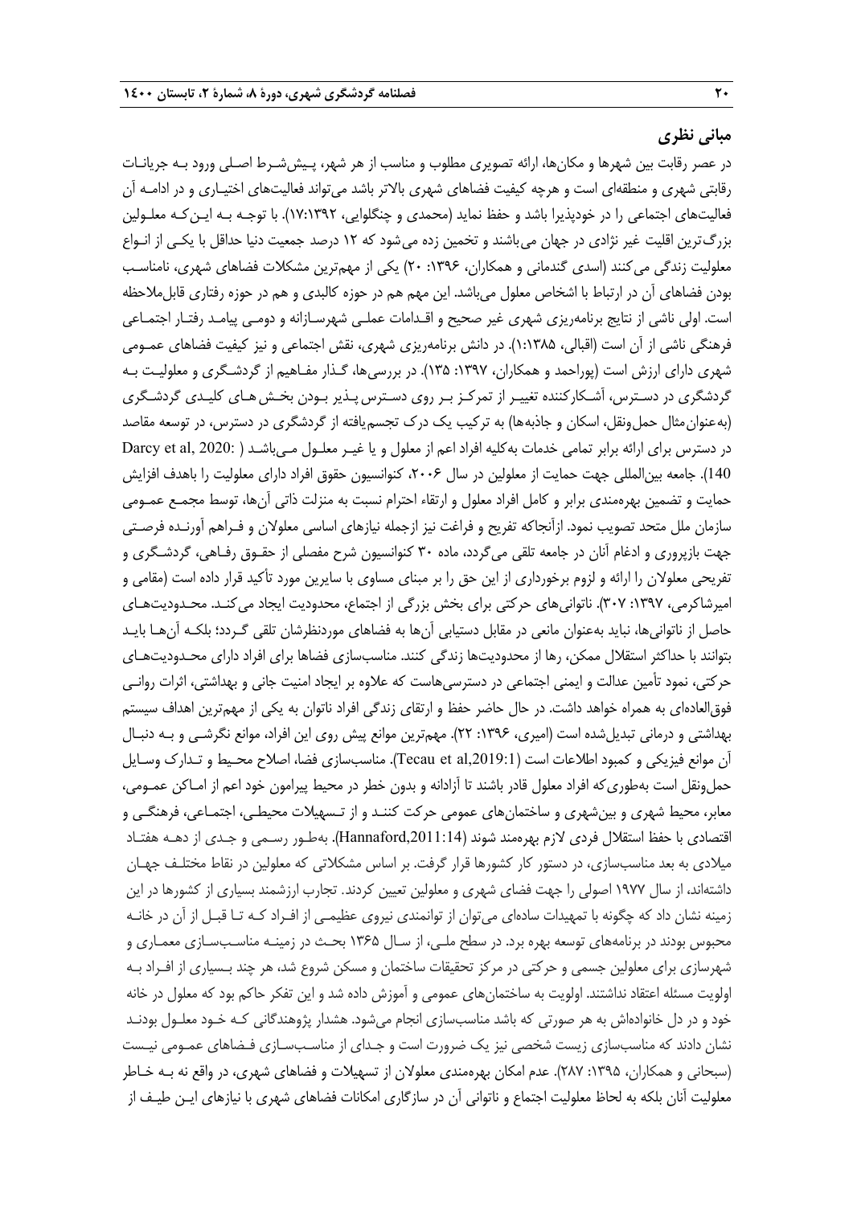## مبانی نظری

در عصر رقابت بین شهرها و مکان‌ها، ارائه تصویری مطلوب و مناسب از هر شهر، پیش‌شرط اصلی ورود به جریانات رقابتی شهری و منطقه‌ای است و هرچه کیفیت فضاهای شهری بالاتر باشد می‌تواند فعالیت‌های اختیاری و در ادامه آن فعالیت‌های اجتماعی را در خودپذیرا باشد و حفظ نماید (محمدی و چنگلوایی، ۱۳۹۲: ۱۷). با توجه به این‌که معلولین بزرگ‌ترین اقلیت غیر نژادی در جهان می‌باشند و تخمین زده می‌شود که ۱۲ درصد جمعیت دنیا حداقل با یکی از انواع معلولیت زندگی می‌کنند (اسدی گندمانی و همکاران، ۱۳۹۶: ۲۰) یکی از مهم‌ترین مشکلات فضاهای شهری، نامناسب بودن فضاهای آن در ارتباط با اشخاص معلول می‌باشد. این مهم هم در حوزه کالبدی و هم در حوزه رفتاری قابل‌ملاحظه است. اولی ناشی از نتایج برنامه‌ریزی شهری غیر صحیح و اقدامات عملی شهرسازانه و دومی پیامد رفتار اجتماعی فرهنگی ناشی از آن است (اقبالی، ۱۳۸۵: ۱). در دانش برنامه‌ریزی شهری، نقش اجتماعی و نیز کیفیت فضاهای عمومی شهری دارای ارزش است (پوراحمد و همکاران، ۱۳۹۷: ۱۳۵). در بررسی‌ها، گذار مفاهیم از گردشگری و معلولیت به گردشگری در دسترس، آشکارکننده تغییر از تمرکز بر روی دسترس پذیر بودن بخش‌های کلیدی گردشگری (به‌عنوان‌مثال حمل‌ونقل، اسکان و جاذبه‌ها) به ترکیب یک درک تجسم‌یافته از گردشگری در دسترس، در توسعه مقاصد در دسترس برای ارائه برابر تمامی خدمات به‌کلیه افراد اعم از معلول و یا غیر معلول می‌باشد (Darcy et al, 2020: 140). جامعه بین‌المللی جهت حمایت از معلولین در سال ۲۰۰۶، کنوانسیون حقوق افراد دارای معلولیت را باهدف افزایش حمایت و تضمین بهره‌مندی برابر و کامل افراد معلول و ارتقاء احترام نسبت به منزلت ذاتی آن‌ها، توسط مجمع عمومی سازمان ملل متحد تصویب نمود. ازآنجاکه تفریح و فراغت نیز ازجمله نیازهای اساسی معلولان و فراهم آورنده فرصتی جهت بازپروری و ادغام آنان در جامعه تلقی می‌گردد، ماده ۳۰ کنوانسیون شرح مفصلی از حقوق رفاهی، گردشگری و تفریحی معلولان را ارائه و لزوم برخورداری از این حق را بر مبنای مساوی با سایرین مورد تأکید قرار داده است (مقامی و امیرشاکرمی، ۱۳۹۷: ۳۰۷). ناتوانی‌های حرکتی برای بخش بزرگی از اجتماع، محدودیت ایجاد می‌کند. محدودیت‌های حاصل از ناتوانی‌ها، نباید به‌عنوان مانعی در مقابل دستیابی آن‌ها به فضاهای موردنظرشان تلقی گردد؛ بلکه آن‌ها باید بتوانند با حداکثر استقلال ممکن، رها از محدودیت‌ها زندگی کنند. مناسب‌سازی فضاها برای افراد دارای محدودیت‌های حرکتی، نمود تأمین عدالت و ایمنی اجتماعی در دسترسی‌هاست که علاوه بر ایجاد امنیت جانی و بهداشتی، اثرات روانی فوق‌العاده‌ای به همراه خواهد داشت. در حال حاضر حفظ و ارتقای زندگی افراد ناتوان به یکی از مهم‌ترین اهداف سیستم بهداشتی و درمانی تبدیل‌شده است (امیری، ۱۳۹۶: ۲۲). مهم‌ترین موانع پیش روی این افراد، موانع نگرشی و به دنبال آن موانع فیزیکی و کمبود اطلاعات است (Tecau et al,2019:1). مناسب‌سازی فضا، اصلاح محیط و تدارک وسایل حمل‌ونقل است به‌طوری‌که افراد معلول قادر باشند تا آزادانه و بدون خطر در محیط پیرامون خود اعم از اماکن عمومی، معابر، محیط شهری و بین‌شهری و ساختمان‌های عمومی حرکت کنند و از تسهیلات محیطی، اجتماعی، فرهنگی و اقتصادی با حفظ استقلال فردی لازم بهره‌مند شوند (Hannaford,2011:14). به‌طور رسمی و جدی از دهه هفتاد میلادی به بعد مناسب‌سازی، در دستور کار کشورها قرار گرفت. بر اساس مشکلاتی که معلولین در نقاط مختلف جهان داشته‌اند، از سال ۱۹۷۷ اصولی را جهت فضای شهری و معلولین تعیین کردند. تجارب ارزشمند بسیاری از کشورها در این زمینه نشان داد که چگونه با تمهیدات ساده‌ای می‌توان از توانمندی نیروی عظیمی از افراد که تا قبل از آن در خانه محبوس بودند در برنامه‌های توسعه بهره برد. در سطح ملی، از سال ۱۳۶۵ بحث در زمینه مناسب‌سازی معماری و شهرسازی برای معلولین جسمی و حرکتی در مرکز تحقیقات ساختمان و مسکن شروع شد، هر چند بسیاری از افراد به اولویت مسئله اعتقاد نداشتند. اولویت به ساختمان‌های عمومی و آموزش داده شد و این تفکر حاکم بود که معلول در خانه خود و در دل خانواده‌اش به هر صورتی که باشد مناسب‌سازی انجام می‌شود. هشدار پژوهندگانی که خود معلول بودند نشان دادند که مناسب‌سازی زیست شخصی نیز یک ضرورت است و جدای از مناسب‌سازی فضاهای عمومی نیست (سبحانی و همکاران، ۱۳۹۵: ۲۸۷). عدم امکان بهره‌مندی معلولان از تسهیلات و فضاهای شهری، در واقع نه به خاطر معلولیت آنان بلکه به لحاظ معلولیت اجتماع و ناتوانی آن در سازگاری امکانات فضاهای شهری با نیازهای این طیف از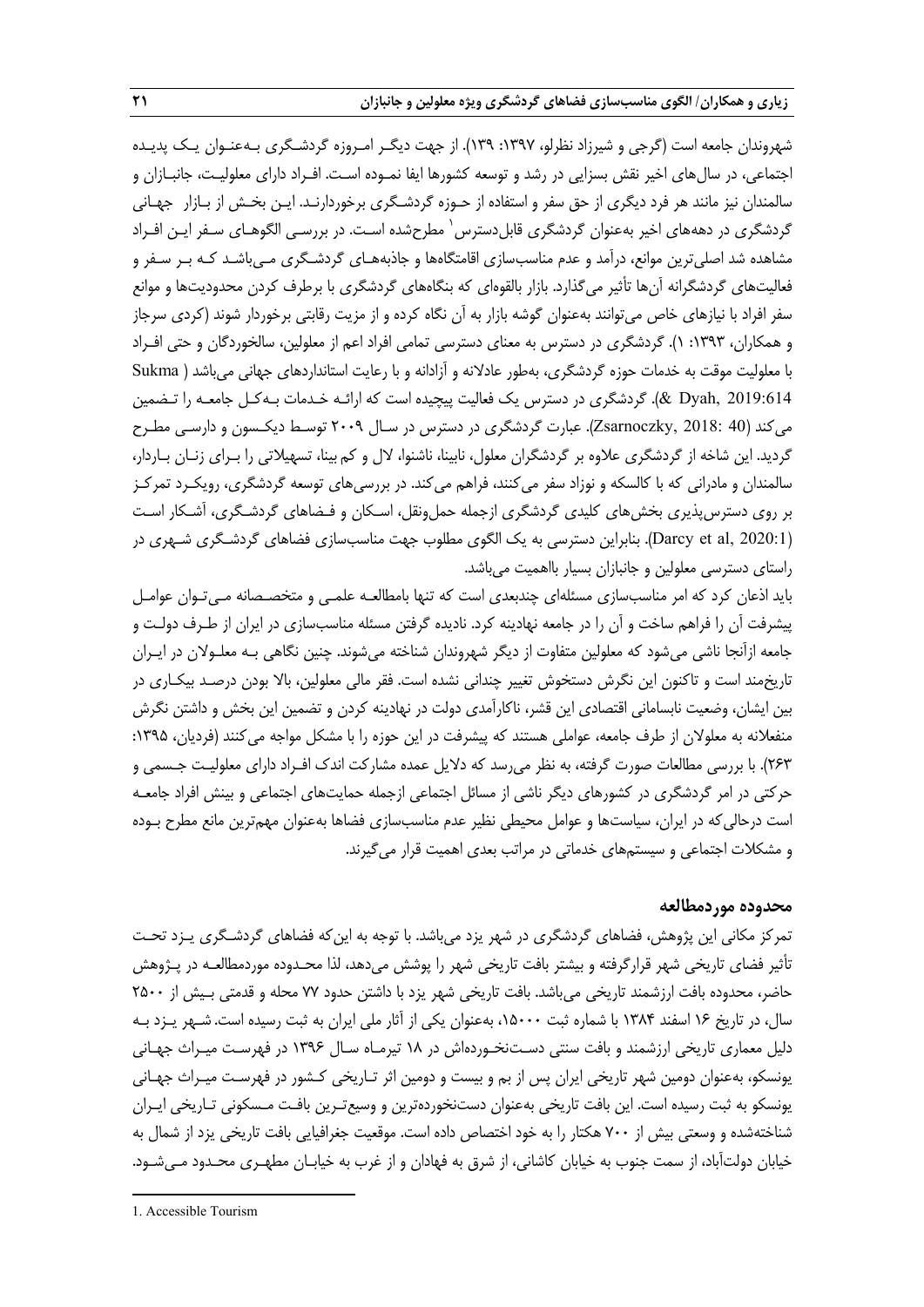شهروندان جامعه است (گرجی و شیرزاد نظرلو، ۱۳۹۷: ۱۳۹). از جهت دیگر امروزه گردشگری به‌عنوان یک پدیده اجتماعی، در سال‌های اخیر نقش بسزایی در رشد و توسعه کشورها ایفا نموده است. افراد دارای معلولیت، جانبازان و سالمندان نیز مانند هر فرد دیگری از حق سفر و استفاده از حوزه گردشگری برخوردارند. این بخش از بازار جهانی گردشگری در دهه‌های اخیر به‌عنوان گردشگری قابل‌دسترس[1] مطرح‌شده است. در بررسی الگوهای سفر این افراد مشاهده شد اصلی‌ترین موانع، درآمد و عدم مناسب‌سازی اقامتگاه‌ها و جاذبه‌های گردشگری می‌باشد که بر سفر و فعالیت‌های گردشگرانه آن‌ها تأثیر می‌گذارد. بازار بالقوه‌ای که بنگاه‌های گردشگری با برطرف کردن محدودیت‌ها و موانع سفر افراد با نیازهای خاص می‌توانند به‌عنوان گوشه بازار به آن نگاه کرده و از مزیت رقابتی برخوردار شوند (کردی سرجاز و همکاران، ۱۳۹۳: ۱). گردشگری در دسترس به معنای دسترسی تمامی افراد اعم از معلولین، سالخوردگان و حتی افراد با معلولیت موقت به خدمات حوزه گردشگری، به‌طور عادلانه و آزادانه و با رعایت استانداردهای جهانی می‌باشد (Sukma & Dyah, 2019:614). گردشگری در دسترس یک فعالیت پیچیده است که ارائه خدمات به‌کل جامعه را تضمین می‌کند (Zsarnoczky, 2018: 40). عبارت گردشگری در دسترس در سال ۲۰۰۹ توسط دیکسون و دارسی مطرح گردید. این شاخه از گردشگری علاوه بر گردشگران معلول، نابینا، ناشنوا، لال و کم بینا، تسهیلاتی را برای زنان باردار، سالمندان و مادرانی که با کالسکه و نوزاد سفر می‌کنند، فراهم می‌کند. در بررسی‌های توسعه گردشگری، رویکرد تمرکز بر روی دسترس‌پذیری بخش‌های کلیدی گردشگری ازجمله حمل‌ونقل، اسکان و فضاهای گردشگری، آشکار است (Darcy et al, 2020:1). بنابراین دسترسی به یک الگوی مطلوب جهت مناسب‌سازی فضاهای گردشگری شهری در راستای دسترسی معلولین و جانبازان بسیار بااهمیت می‌باشد.

باید اذعان کرد که امر مناسب‌سازی مسئله‌ای چندبعدی است که تنها بامطالعه علمی و متخصصانه می‌توان عوامل پیشرفت آن را فراهم ساخت و آن را در جامعه نهادینه کرد. نادیده گرفتن مسئله مناسب‌سازی در ایران از طرف دولت و جامعه ازآنجا ناشی می‌شود که معلولین متفاوت از دیگر شهروندان شناخته می‌شوند. چنین نگاهی به معلولان در ایران تاریخ‌مند است و تاکنون این نگرش دستخوش تغییر چندانی نشده است. فقر مالی معلولین، بالا بودن درصد بیکاری در بین ایشان، وضعیت نابسامانی اقتصادی این قشر، ناکارآمدی دولت در نهادینه کردن و تضمین این بخش و داشتن نگرش منفعلانه به معلولان از طرف جامعه، عواملی هستند که پیشرفت در این حوزه را با مشکل مواجه می‌کنند (فردیان، ۱۳۹۵: ۲۶۳). با بررسی مطالعات صورت گرفته، به نظر می‌رسد که دلایل عمده مشارکت اندک افراد دارای معلولیت جسمی و حرکتی در امر گردشگری در کشورهای دیگر ناشی از مسائل اجتماعی ازجمله حمایت‌های اجتماعی و بینش افراد جامعه است درحالی‌که در ایران، سیاست‌ها و عوامل محیطی نظیر عدم مناسب‌سازی فضاها به‌عنوان مهم‌ترین مانع مطرح بوده و مشکلات اجتماعی و سیستم‌های خدماتی در مراتب بعدی اهمیت قرار می‌گیرند.

## محدوده موردمطالعه

تمرکز مکانی این پژوهش، فضاهای گردشگری در شهر یزد می‌باشد. با توجه به این‌که فضاهای گردشگری یزد تحت تأثیر فضای تاریخی شهر قرارگرفته و بیشتر بافت تاریخی شهر را پوشش می‌دهد، لذا محدوده موردمطالعه در پژوهش حاضر، محدوده بافت ارزشمند تاریخی می‌باشد. بافت تاریخی شهر یزد با داشتن حدود ۷۷ محله و قدمتی بیش از ۲۵۰۰ سال، در تاریخ ۱۶ اسفند ۱۳۸۴ با شماره ثبت ۱۵۰۰۰، به‌عنوان یکی از آثار ملی ایران به ثبت رسیده است. شهر یزد به دلیل معماری تاریخی ارزشمند و بافت سنتی دست‌نخورده‌اش در ۱۸ تیرماه سال ۱۳۹۶ در فهرست میراث جهانی یونسکو، به‌عنوان دومین شهر تاریخی ایران پس از بم و بیست و دومین اثر تاریخی کشور در فهرست میراث جهانی یونسکو به ثبت رسیده است. این بافت تاریخی به‌عنوان دست‌نخورده‌ترین و وسیع‌ترین بافت مسکونی تاریخی ایران شناخته‌شده و وسعتی بیش از ۷۰۰ هکتار را به خود اختصاص داده است. موقعیت جغرافیایی بافت تاریخی یزد از شمال به خیابان دولت‌آباد، از سمت جنوب به خیابان کاشانی، از شرق به فهادان و از غرب به خیابان مطهری محدود می‌شود.

---

1. Accessible Tourism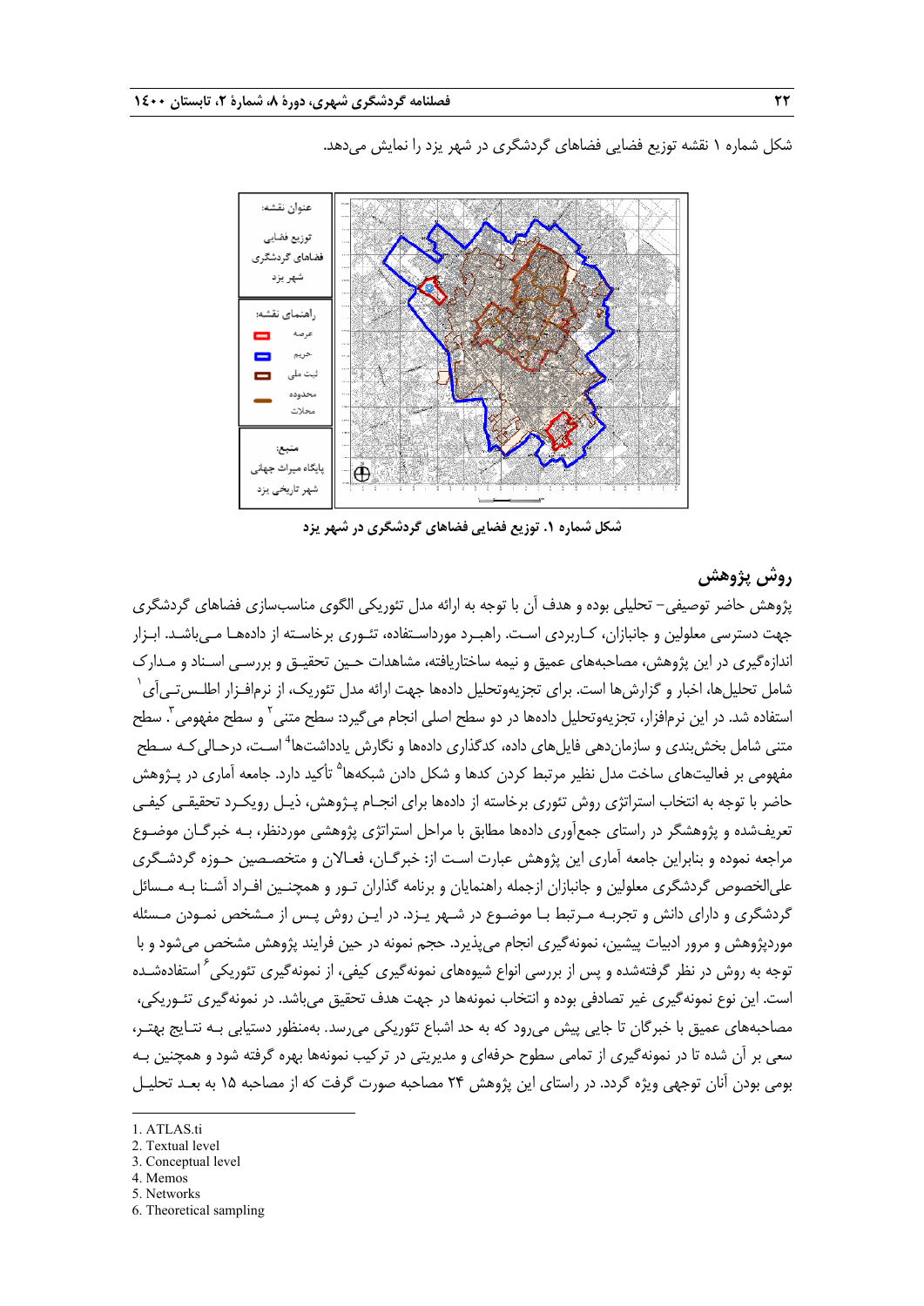شکل شماره ۱ نقشه توزیع فضایی فضاهای گردشگری در شهر یزد را نمایش می‌دهد.

عنوان نقشه: توزیع فضایی فضاهای گردشگری شهر یزد

راهنمای نقشه: عرصه، حریم، ثبت ملی، محدوده محلات

منبع: پایگاه میراث جهانی شهر تاریخی یزد

**شکل شماره ۱. توزیع فضایی فضاهای گردشگری در شهر یزد**

## روش پژوهش

پژوهش حاضر توصیفی- تحلیلی بوده و هدف آن با توجه به ارائه مدل تئوریکی الگوی مناسب‌سازی فضاهای گردشگری جهت دسترسی معلولین و جانبازان، کاربردی است. راهبرد مورداستفاده، تئوری برخاسته از داده‌ها می‌باشد. ابزار اندازه‌گیری در این پژوهش، مصاحبه‌های عمیق و نیمه ساختاریافته، مشاهدات حین تحقیق و بررسی اسناد و مدارک شامل تحلیل‌ها، اخبار و گزارش‌ها است. برای تجزیه‌وتحلیل داده‌ها جهت ارائه مدل تئوریک، از نرم‌افزار اطلس‌تی‌آی[1] استفاده شد. در این نرم‌افزار، تجزیه‌وتحلیل داده‌ها در دو سطح اصلی انجام می‌گیرد: سطح متنی[2] و سطح مفهومی[3]. سطح متنی شامل بخش‌بندی و سازمان‌دهی فایل‌های داده، کدگذاری داده‌ها و نگارش یادداشت‌ها[4] است، درحالی‌که سطح مفهومی بر فعالیت‌های ساخت مدل نظیر مرتبط کردن کدها و شکل دادن شبکه‌ها[5] تأکید دارد. جامعه آماری در پژوهش حاضر با توجه به انتخاب استراتژی روش تئوری برخاسته از داده‌ها برای انجام پژوهش، ذیل رویکرد تحقیقی کیفی تعریف‌شده و پژوهشگر در راستای جمع‌آوری داده‌ها مطابق با مراحل استراتژی پژوهشی موردنظر، به خبرگان موضوع مراجعه نموده و بنابراین جامعه آماری این پژوهش عبارت است از: خبرگان، فعالان و متخصصین حوزه گردشگری علی‌الخصوص گردشگری معلولین و جانبازان ازجمله راهنمایان و برنامه گذاران تور و همچنین افراد آشنا به مسائل گردشگری و دارای دانش و تجربه مرتبط با موضوع در شهر یزد. در این روش پس از مشخص نمودن مسئله موردپژوهش و مرور ادبیات پیشین، نمونه‌گیری انجام می‌پذیرد. حجم نمونه در حین فرایند پژوهش مشخص می‌شود و با توجه به روش در نظر گرفته‌شده و پس از بررسی انواع شیوه‌های نمونه‌گیری کیفی، از نمونه‌گیری تئوریکی[6] استفاده‌شده است. این نوع نمونه‌گیری غیر تصادفی بوده و انتخاب نمونه‌ها در جهت هدف تحقیق می‌باشد. در نمونه‌گیری تئوریکی، مصاحبه‌های عمیق با خبرگان تا جایی پیش می‌رود که به حد اشباع تئوریکی می‌رسد. به‌منظور دستیابی به نتایج بهتر، سعی بر آن شده تا در نمونه‌گیری از تمامی سطوح حرفه‌ای و مدیریتی در ترکیب نمونه‌ها بهره گرفته شود و همچنین به بومی بودن آنان توجهی ویژه گردد. در راستای این پژوهش ۲۴ مصاحبه صورت گرفت که از مصاحبه ۱۵ به بعد تحلیل

---

1. ATLAS.ti
2. Textual level
3. Conceptual level
4. Memos
5. Networks
6. Theoretical sampling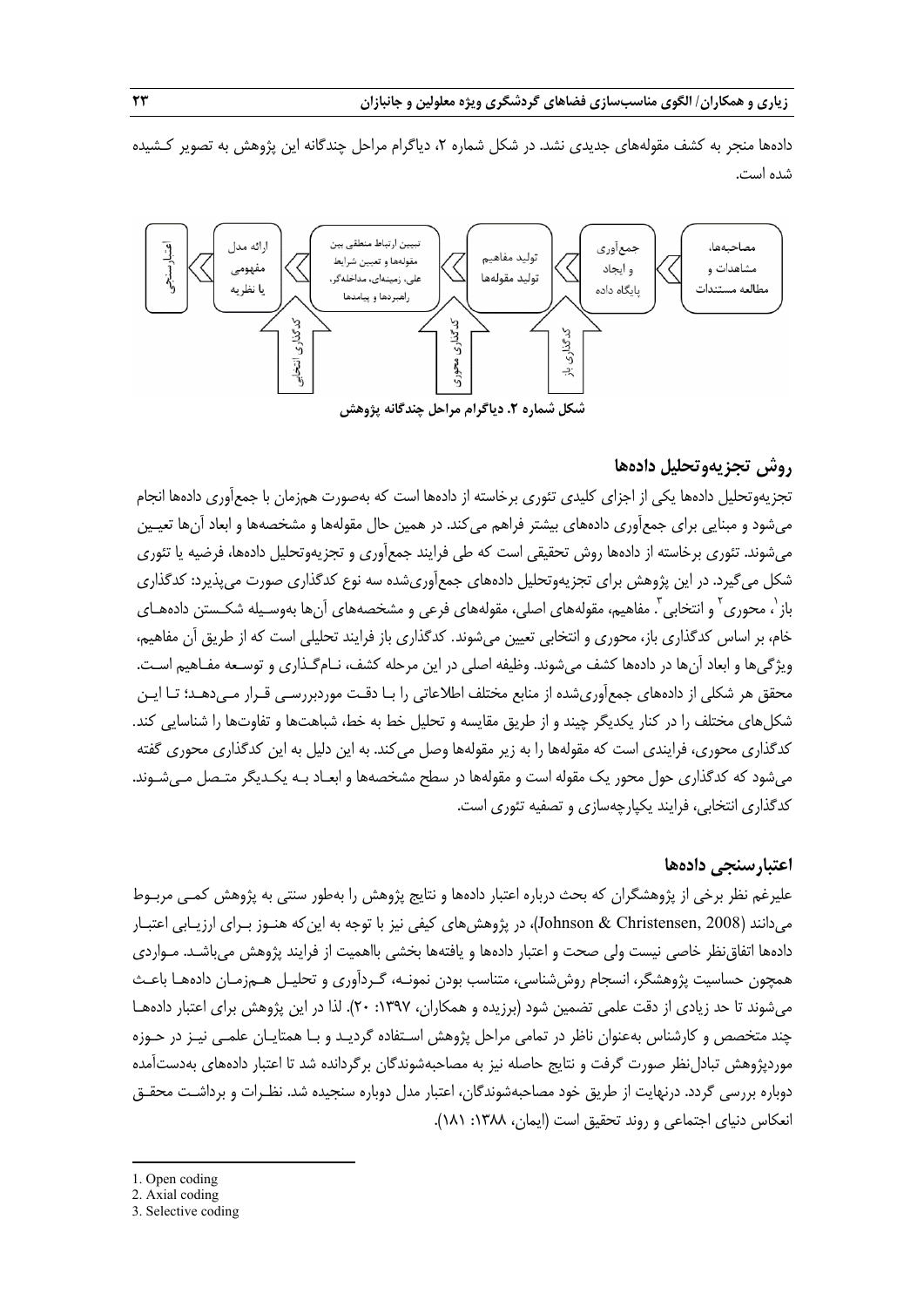داده‌ها منجر به کشف مقوله‌های جدیدی نشد. در شکل شماره ۲، دیاگرام مراحل چندگانه این پژوهش به تصویر کـشیده شده است.

مصاحبه‌ها، مشاهدات و مطالعه مستندات ⟨ جمع‌آوری و ایجاد پایگاه داده ⟨ تولید مفاهیم تولید مقوله‌ها ⟨ تبیین ارتباط منطقی بین مقوله‌ها و تعیین شرایط علی، زمینه‌ای، مداخله‌گر، راهبردها و پیامدها ⟨ ارائه مدل مفهومی یا نظریه ⟨ اعتبارسنجی

کدگذاری باز — کدگذاری محوری — کدگذاری انتخابی

**شکل شماره ۲. دیاگرام مراحل چندگانه پژوهش**

## روش تجزیه‌وتحلیل داده‌ها

تجزیه‌وتحلیل داده‌ها یکی از اجزای کلیدی تئوری برخاسته از داده‌ها است که به‌صورت هم‌زمان با جمع‌آوری داده‌ها انجام می‌شود و مبنایی برای جمع‌آوری داده‌های بیشتر فراهم می‌کند. در همین حال مقوله‌ها و مشخصه‌ها و ابعاد آن‌ها تعیین می‌شوند. تئوری برخاسته از داده‌ها روش تحقیقی است که طی فرایند جمع‌آوری و تجزیه‌وتحلیل داده‌ها، فرضیه یا تئوری شکل می‌گیرد. در این پژوهش برای تجزیه‌وتحلیل داده‌های جمع‌آوری‌شده سه نوع کدگذاری صورت می‌پذیرد: کدگذاری باز[1]، محوری[2] و انتخابی[3]. مفاهیم، مقوله‌های اصلی، مقوله‌های فرعی و مشخصه‌های آن‌ها به‌وسیله شکستن داده‌های خام، بر اساس کدگذاری باز، محوری و انتخابی تعیین می‌شوند. کدگذاری باز فرایند تحلیلی است که از طریق آن مفاهیم، ویژگی‌ها و ابعاد آن‌ها در داده‌ها کشف می‌شوند. وظیفه اصلی در این مرحله کشف، نام‌گذاری و توسعه مفاهیم است. محقق هر شکلی از داده‌های جمع‌آوری‌شده از منابع مختلف اطلاعاتی را با دقت موردبررسی قرار می‌دهد؛ تا این شکل‌های مختلف را در کنار یکدیگر چیند و از طریق مقایسه و تحلیل خط به خط، شباهت‌ها و تفاوت‌ها را شناسایی کند. کدگذاری محوری، فرایندی است که مقوله‌ها را به زیر مقوله‌ها وصل می‌کند. به این دلیل به این کدگذاری محوری گفته می‌شود که کدگذاری حول محور یک مقوله است و مقوله‌ها در سطح مشخصه‌ها و ابعاد به یکدیگر متصل می‌شوند. کدگذاری انتخابی، فرایند یکپارچه‌سازی و تصفیه تئوری است.

## اعتبارسنجی داده‌ها

علیرغم نظر برخی از پژوهشگران که بحث درباره اعتبار داده‌ها و نتایج پژوهش را به‌طور سنتی به پژوهش کمی مربوط می‌دانند (Johnson & Christensen, 2008)، در پژوهش‌های کیفی نیز با توجه به این‌که هنوز برای ارزیابی اعتبار داده‌ها اتفاق‌نظر خاصی نیست ولی صحت و اعتبار داده‌ها و یافته‌ها بخشی بااهمیت از فرایند پژوهش می‌باشد. مواردی همچون حساسیت پژوهشگر، انسجام روش‌شناسی، متناسب بودن نمونه، گردآوری و تحلیل هم‌زمان داده‌ها باعث می‌شوند تا حد زیادی از دقت علمی تضمین شود (برزیده و همکاران، ۱۳۹۷: ۲۰). لذا در این پژوهش برای اعتبار داده‌ها چند متخصص و کارشناس به‌عنوان ناظر در تمامی مراحل پژوهش استفاده گردید و با همتایان علمی نیز در حوزه موردپژوهش تبادل‌نظر صورت گرفت و نتایج حاصله نیز به مصاحبه‌شوندگان برگردانده شد تا اعتبار داده‌های به‌دست‌آمده دوباره بررسی گردد. درنهایت از طریق خود مصاحبه‌شوندگان، اعتبار مدل دوباره سنجیده شد. نظرات و برداشت محقق انعکاس دنیای اجتماعی و روند تحقیق است (ایمان، ۱۳۸۸: ۱۸۱).

---

1. Open coding
2. Axial coding
3. Selective coding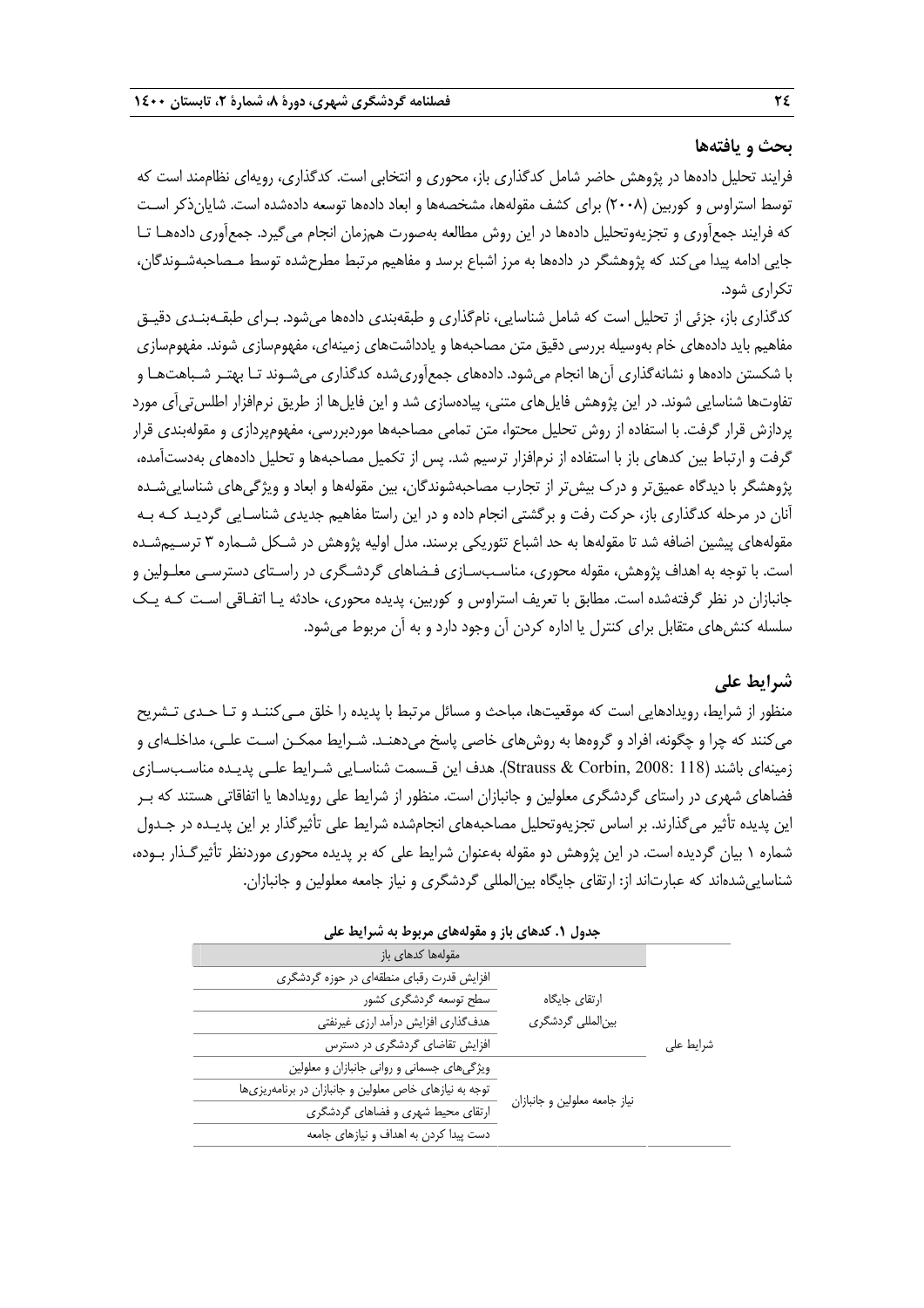## بحث و یافته‌ها

فرایند تحلیل داده‌ها در پژوهش حاضر شامل کدگذاری باز، محوری و انتخابی است. کدگذاری، رویه‌ای نظام‌مند است که توسط استراوس و کوربین (۲۰۰۸) برای کشف مقوله‌ها، مشخصه‌ها و ابعاد داده‌ها توسعه داده‌شده است. شایان‌ذکر است که فرایند جمع‌آوری و تجزیه‌وتحلیل داده‌ها در این روش مطالعه به‌صورت هم‌زمان انجام می‌گیرد. جمع‌آوری داده‌ها تا جایی ادامه پیدا می‌کند که پژوهشگر در داده‌ها به مرز اشباع برسد و مفاهیم مرتبط مطرح‌شده توسط مصاحبه‌شوندگان، تکراری شود.

کدگذاری باز، جزئی از تحلیل است که شامل شناسایی، نام‌گذاری و طبقه‌بندی داده‌ها می‌شود. برای طبقه‌بندی دقیق مفاهیم باید داده‌های خام به‌وسیله بررسی دقیق متن مصاحبه‌ها و یادداشت‌های زمینه‌ای، مفهوم‌سازی شوند. مفهوم‌سازی با شکستن داده‌ها و نشانه‌گذاری آن‌ها انجام می‌شود. داده‌های جمع‌آوری‌شده کدگذاری می‌شوند تا بهتر شباهت‌ها و تفاوت‌ها شناسایی شوند. در این پژوهش فایل‌های متنی، پیاده‌سازی شد و این فایل‌ها از طریق نرم‌افزار اطلس‌تی‌آی مورد پردازش قرار گرفت. با استفاده از روش تحلیل محتوا، متن تمامی مصاحبه‌ها موردبررسی، مفهوم‌پردازی و مقوله‌بندی قرار گرفت و ارتباط بین کدهای باز با استفاده از نرم‌افزار ترسیم شد. پس از تکمیل مصاحبه‌ها و تحلیل داده‌های به‌دست‌آمده، پژوهشگر با دیدگاه عمیق‌تر و درک بیش‌تر از تجارب مصاحبه‌شوندگان، بین مقوله‌ها و ابعاد و ویژگی‌های شناسایی‌شده آنان در مرحله کدگذاری باز، حرکت رفت و برگشتی انجام داده و در این راستا مفاهیم جدیدی شناسایی گردید که به مقوله‌های پیشین اضافه شد تا مقوله‌ها به حد اشباع تئوریکی برسند. مدل اولیه پژوهش در شکل شماره ۳ ترسیم‌شده است. با توجه به اهداف پژوهش، مقوله محوری، مناسب‌سازی فضاهای گردشگری در راستای دسترسی معلولین و جانبازان در نظر گرفته‌شده است. مطابق با تعریف استراوس و کوربین، پدیده محوری، حادثه یا اتفاقی است که یک سلسله کنش‌های متقابل برای کنترل یا اداره کردن آن وجود دارد و به آن مربوط می‌شود.

## شرایط علی

منظور از شرایط، رویدادهایی است که موقعیت‌ها، مباحث و مسائل مرتبط با پدیده را خلق می‌کنند و تا حدی تشریح می‌کنند که چرا و چگونه، افراد و گروه‌ها به روش‌های خاصی پاسخ می‌دهند. شرایط ممکن است علی، مداخله‌ای و زمینه‌ای باشند (Strauss & Corbin, 2008: 118). هدف این قسمت شناسایی شرایط علی پدیده مناسب‌سازی فضاهای شهری در راستای گردشگری معلولین و جانبازان است. منظور از شرایط علی رویدادها یا اتفاقاتی هستند که بر این پدیده تأثیر می‌گذارند. بر اساس تجزیه‌وتحلیل مصاحبه‌های انجام‌شده شرایط علی تأثیرگذار بر این پدیده در جدول شماره ۱ بیان گردیده است. در این پژوهش دو مقوله به‌عنوان شرایط علی که بر پدیده محوری موردنظر تأثیرگذار بوده، شناسایی‌شده‌اند که عبارت‌اند از: ارتقای جایگاه بین‌المللی گردشگری و نیاز جامعه معلولین و جانبازان.

**جدول ۱. کدهای باز و مقوله‌های مربوط به شرایط علی**

| | مقوله‌ها | کدهای باز |
|---|---|---|
| شرایط علی | ارتقای جایگاه بین‌المللی گردشگری | افزایش قدرت رقابی منطقه‌ای در حوزه گردشگری |
| | | سطح توسعه گردشگری کشور |
| | | هدف‌گذاری افزایش درآمد ارزی غیرنفتی |
| | | افزایش تقاضای گردشگری در دسترس |
| | نیاز جامعه معلولین و جانبازان | ویژگی‌های جسمانی و روانی جانبازان و معلولین |
| | | توجه به نیازهای خاص معلولین و جانبازان در برنامه‌ریزی‌ها |
| | | ارتقای محیط شهری و فضاهای گردشگری |
| | | دست پیدا کردن به اهداف و نیازهای جامعه |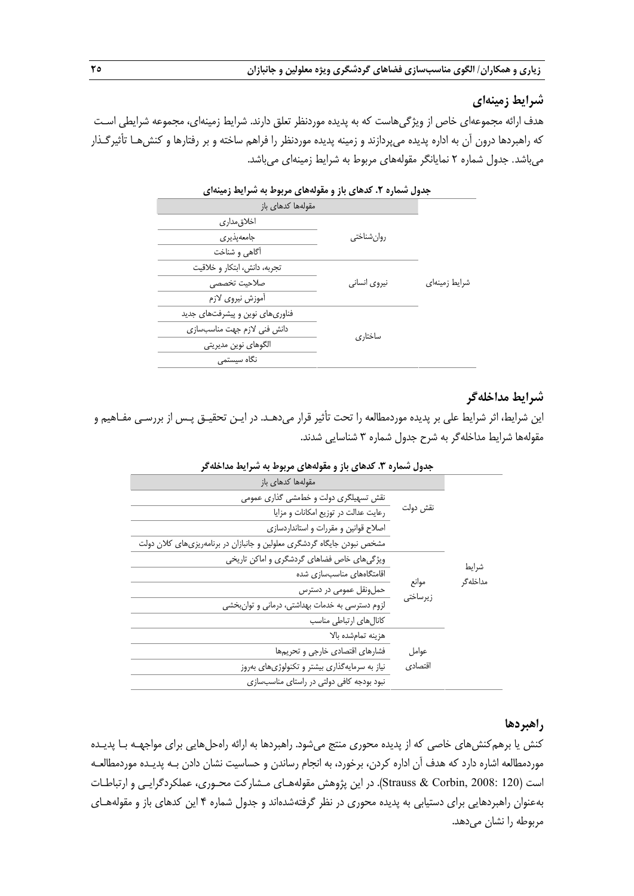### شرایط زمینه‌ای

هدف ارائه مجموعه‌ای خاص از ویژگی‌هاست که به پدیده موردنظر تعلق دارند. شرایط زمینه‌ای، مجموعه شرایطی است که راهبردها درون آن به اداره پدیده می‌پردازند و زمینه پدیده موردنظر را فراهم ساخته و بر رفتارها و کنش‌ها تأثیرگذار می‌باشد. جدول شماره ۲ نمایانگر مقوله‌های مربوط به شرایط زمینه‌ای می‌باشد.

**جدول شماره ۲. کدهای باز و مقوله‌های مربوط به شرایط زمینه‌ای**

| | مقوله‌ها | کدهای باز |
|---|---|---|
| شرایط زمینه‌ای | روان‌شناختی | اخلاق‌مداری |
| | | جامعه‌پذیری |
| | | آگاهی و شناخت |
| | نیروی انسانی | تجربه، دانش، ابتکار و خلاقیت |
| | | صلاحیت تخصصی |
| | | آموزش نیروی لازم |
| | ساختاری | فناوری‌های نوین و پیشرفت‌های جدید |
| | | دانش فنی لازم جهت مناسب‌سازی |
| | | الگوهای نوین مدیریتی |
| | | نگاه سیستمی |

### شرایط مداخله‌گر

این شرایط، اثر شرایط علی بر پدیده موردمطالعه را تحت تأثیر قرار می‌دهد. در این تحقیق پس از بررسی مفاهیم و مقوله‌ها شرایط مداخله‌گر به شرح جدول شماره ۳ شناسایی شدند.

**جدول شماره ۳. کدهای باز و مقوله‌های مربوط به شرایط مداخله‌گر**

| | مقوله‌ها | کدهای باز |
|---|---|---|
| شرایط مداخله‌گر | نقش دولت | نقش تسهیلگری دولت و خط‌مشی گذاری عمومی |
| | | رعایت عدالت در توزیع امکانات و مزایا |
| | | اصلاح قوانین و مقررات و استانداردسازی |
| | | مشخص نبودن جایگاه گردشگری معلولین و جانبازان در برنامه‌ریزی‌های کلان دولت |
| | موانع زیرساختی | ویژگی‌های خاص فضاهای گردشگری و اماکن تاریخی |
| | | اقامتگاه‌های مناسب‌سازی شده |
| | | حمل‌ونقل عمومی در دسترس |
| | | لزوم دسترسی به خدمات بهداشتی، درمانی و توان‌بخشی |
| | | کانال‌های ارتباطی مناسب |
| | عوامل اقتصادی | هزینه تمام‌شده بالا |
| | | فشارهای اقتصادی خارجی و تحریم‌ها |
| | | نیاز به سرمایه‌گذاری بیشتر و تکنولوژی‌های به‌روز |
| | | نبود بودجه کافی دولتی در راستای مناسب‌سازی |

### راهبردها

کنش یا برهم‌کنش‌های خاصی که از پدیده محوری منتج می‌شود. راهبردها به ارائه راه‌حل‌هایی برای مواجهه با پدیده موردمطالعه اشاره دارد که هدف آن اداره کردن، برخورد، به انجام رساندن و حساسیت نشان دادن به پدیده موردمطالعه است (Strauss & Corbin, 2008: 120). در این پژوهش مقوله‌های مشارکت محوری، عملکردگرایی و ارتباطات به‌عنوان راهبردهایی برای دستیابی به پدیده محوری در نظر گرفته‌شده‌اند و جدول شماره ۴ این کدهای باز و مقوله‌های مربوطه را نشان می‌دهد.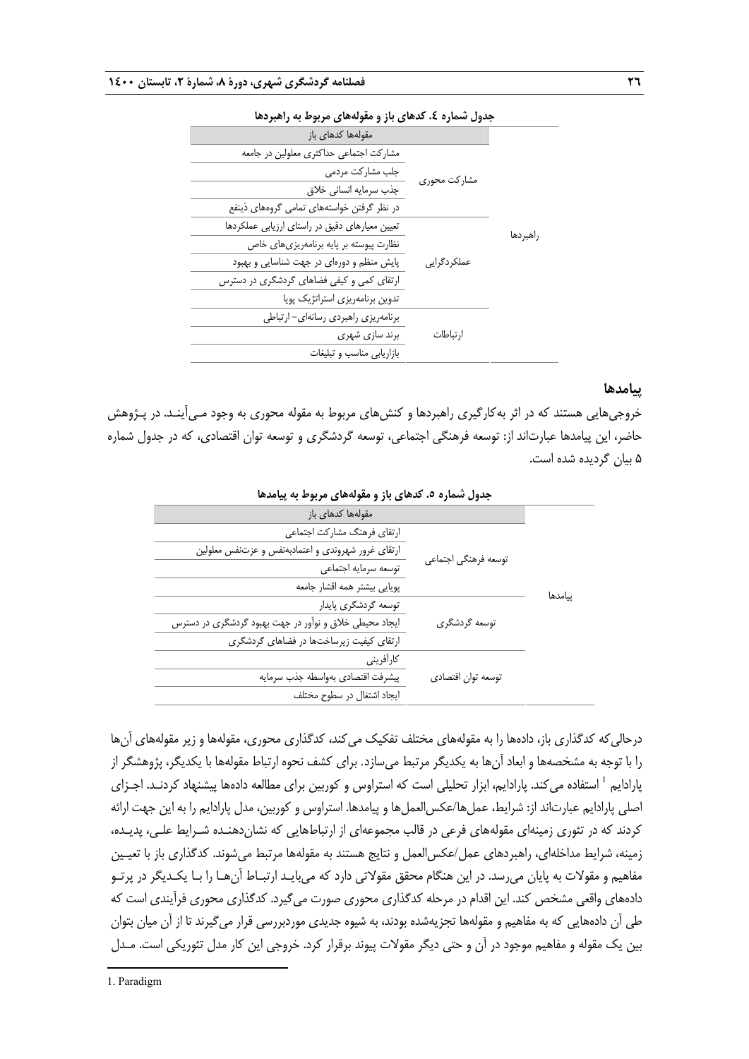**جدول شماره ٤. کدهای باز و مقوله‌های مربوط به راهبردها**

| | | مقوله‌ها کدهای باز |
|---|---|---|
| راهبردها | مشارکت محوری | مشارکت اجتماعی حداکثری معلولین در جامعه |
| | | جلب مشارکت مردمی |
| | | جذب سرمایه انسانی خلاق |
| | عملکردگرایی | در نظر گرفتن خواسته‌های تمامی گروه‌های ذینفع |
| | | تعیین معیارهای دقیق در راستای ارزیابی عملکردها |
| | | نظارت پیوسته بر پایه برنامه‌ریزی‌های خاص |
| | | پایش منظم و دوره‌ای در جهت شناسایی و بهبود |
| | | ارتقای کمی و کیفی فضاهای گردشگری در دسترس |
| | | تدوین برنامه‌ریزی استراتژیک پویا |
| | ارتباطات | برنامه‌ریزی راهبردی رسانه‌ای- ارتباطی |
| | | برند سازی شهری |
| | | بازاریابی مناسب و تبلیغات |

## پیامدها

خروجی‌هایی هستند که در اثر به‌کارگیری راهبردها و کنش‌های مربوط به مقوله محوری به وجود می‌آیند. در پژوهش حاضر، این پیامدها عبارت‌اند از: توسعه فرهنگی اجتماعی، توسعه گردشگری و توسعه توان اقتصادی، که در جدول شماره ۵ بیان گردیده شده است.

**جدول شماره ٥. کدهای باز و مقوله‌های مربوط به پیامدها**

| | | مقوله‌ها کدهای باز |
|---|---|---|
| پیامدها | توسعه فرهنگی اجتماعی | ارتقای فرهنگ مشارکت اجتماعی |
| | | ارتقای غرور شهروندی و اعتمادبه‌نفس و عزت‌نفس معلولین |
| | | توسعه سرمایه اجتماعی |
| | | پویایی بیشتر همه اقشار جامعه |
| | توسعه گردشگری | توسعه گردشگری پایدار |
| | | ایجاد محیطی خلاق و نوآور در جهت بهبود گردشگری در دسترس |
| | | ارتقای کیفیت زیرساخت‌ها در فضاهای گردشگری |
| | توسعه توان اقتصادی | کارآفرینی |
| | | پیشرفت اقتصادی به‌واسطه جذب سرمایه |
| | | ایجاد اشتغال در سطوح مختلف |

درحالی‌که کدگذاری باز، داده‌ها را به مقوله‌های مختلف تفکیک می‌کند، کدگذاری محوری، مقوله‌ها و زیر مقوله‌های آن‌ها را با توجه به مشخصه‌ها و ابعاد آن‌ها به یکدیگر مرتبط می‌سازد. برای کشف نحوه ارتباط مقوله‌ها با یکدیگر، پژوهشگر از پارادایم [1] استفاده می‌کند. پارادایم، ابزار تحلیلی است که استراوس و کوربین برای مطالعه داده‌ها پیشنهاد کردند. اجزای اصلی پارادایم عبارت‌اند از: شرایط، عمل‌ها/عکس‌العمل‌ها و پیامدها. استراوس و کوربین، مدل پارادایم را به این جهت ارائه کردند که در تئوری زمینه‌ای مقوله‌های فرعی در قالب مجموعه‌ای از ارتباط‌هایی که نشان‌دهنده شرایط علی، پدیده، زمینه، شرایط مداخله‌ای، راهبردهای عمل/عکس‌العمل و نتایج هستند به مقوله‌ها مرتبط می‌شوند. کدگذاری باز با تعیین مفاهیم و مقولات به پایان می‌رسد. در این هنگام محقق مقولاتی دارد که می‌باید ارتباط آن‌ها را با یکدیگر در پرتو داده‌های واقعی مشخص کند. این اقدام در مرحله کدگذاری محوری صورت می‌گیرد. کدگذاری محوری فرآیندی است که طی آن داده‌هایی که به مفاهیم و مقوله‌ها تجزیه‌شده بودند، به شیوه جدیدی موردبررسی قرار می‌گیرند تا از آن میان بتوان بین یک مقوله و مفاهیم موجود در آن و حتی دیگر مقولات پیوند برقرار کرد. خروجی این کار مدل تئوریکی است. مدل

1. Paradigm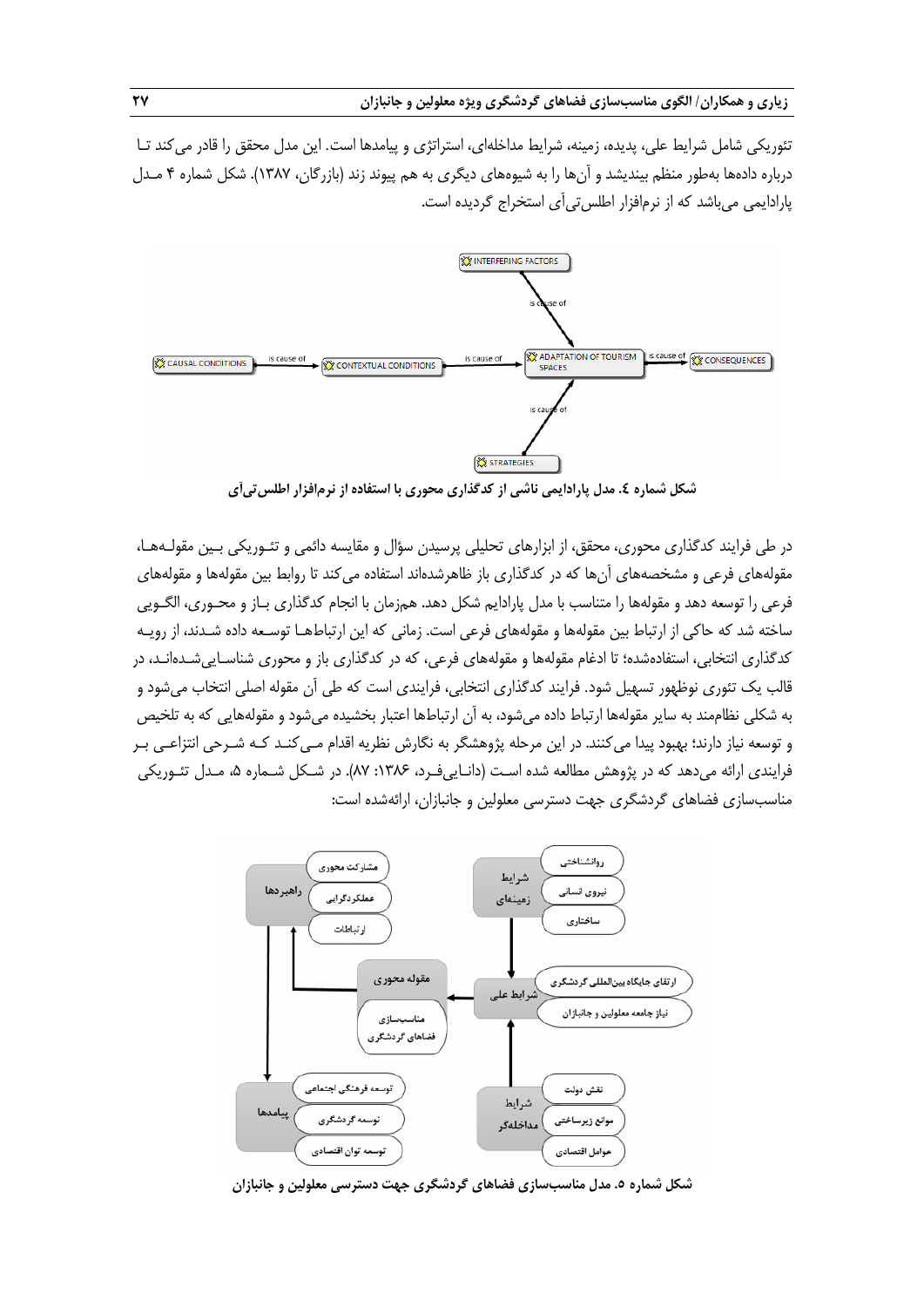تئوریکی شامل شرایط علی، پدیده، زمینه، شرایط مداخله‌ای، استراتژی و پیامدها است. این مدل محقق را قادر می‌کند تا درباره داده‌ها به‌طور منظم بیندیشد و آن‌ها را به شیوه‌های دیگری به هم پیوند زند (بازرگان، ۱۳۸۷). شکل شماره ۴ مدل پارادایمی می‌باشد که از نرم‌افزار اطلس‌تی‌آی استخراج گردیده است.

**شکل شماره ٤. مدل پارادایمی ناشی از کدگذاری محوری با استفاده از نرم‌افزار اطلس‌تی‌آی**

در طی فرایند کدگذاری محوری، محقق، از ابزارهای تحلیلی پرسیدن سؤال و مقایسه دائمی و تئوریکی بین مقوله‌ها، مقوله‌های فرعی و مشخصه‌های آن‌ها که در کدگذاری باز ظاهرشده‌اند استفاده می‌کند تا روابط بین مقوله‌ها و مقوله‌های فرعی را توسعه دهد و مقوله‌ها را متناسب با مدل پارادایم شکل دهد. هم‌زمان با انجام کدگذاری باز و محوری، الگوی ساخته شد که حاکی از ارتباط بین مقوله‌ها و مقوله‌های فرعی است. زمانی که این ارتباط‌ها توسعه داده شدند، از رویه کدگذاری انتخابی، استفاده‌شده؛ تا ادغام مقوله‌ها و مقوله‌های فرعی، که در کدگذاری باز و محوری شناسایی‌شده‌اند، در قالب یک تئوری نوظهور تسهیل شود. فرایند کدگذاری انتخابی، فرایندی است که طی آن مقوله اصلی انتخاب می‌شود و به شکلی نظام‌مند به سایر مقوله‌ها ارتباط داده می‌شود، به آن ارتباط‌ها اعتبار بخشیده می‌شود و مقوله‌هایی که به تلخیص و توسعه نیاز دارند؛ بهبود پیدا می‌کنند. در این مرحله پژوهشگر به نگارش نظریه اقدام می‌کند که شرحی انتزاعی بر فرایندی ارائه می‌دهد که در پژوهش مطالعه شده است (دانایی‌فرد، ۱۳۸۶: ۸۷). در شکل شماره ۵، مدل تئوریکی مناسب‌سازی فضاهای گردشگری جهت دسترسی معلولین و جانبازان، ارائه‌شده است:

**شکل شماره ۵. مدل مناسب‌سازی فضاهای گردشگری جهت دسترسی معلولین و جانبازان**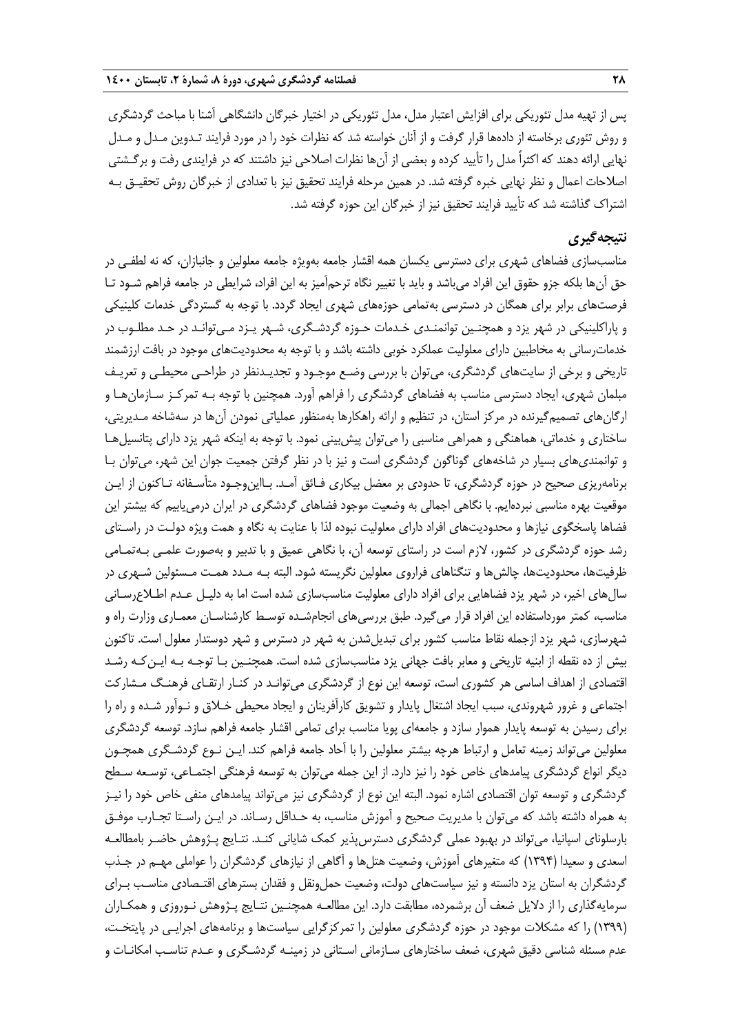پس از تهیه مدل تئوریکی برای افزایش اعتبار مدل، مدل تئوریکی در اختیار خبرگان دانشگاهی آشنا با مباحث گردشگری و روش تئوری برخاسته از داده‌ها قرار گرفت و از آنان خواسته شد که نظرات خود را در مورد فرایند تدوین مدل و مدل نهایی ارائه دهند که اکثراً مدل را تأیید کرده و بعضی از آن‌ها نظرات اصلاحی نیز داشتند که در فرایندی رفت و برگشتی اصلاحات اعمال و نظر نهایی خبره گرفته شد. در همین مرحله فرایند تحقیق نیز با تعدادی از خبرگان روش تحقیق به اشتراک گذاشته شد که تأیید فرایند تحقیق نیز از خبرگان این حوزه گرفته شد.

## نتیجه‌گیری

مناسب‌سازی فضاهای شهری برای دسترسی یکسان همه اقشار جامعه به‌ویژه جامعه معلولین و جانبازان، که نه لطفی در حق آن‌ها بلکه جزو حقوق این افراد می‌باشد و باید با تغییر نگاه ترحم‌آمیز به این افراد، شرایطی در جامعه فراهم شود تا فرصت‌های برابر برای همگان در دسترسی به‌تمامی حوزه‌های شهری ایجاد گردد. با توجه به گستردگی خدمات کلینیکی و پاراکلینیکی در شهر یزد و همچنین توانمندی خدمات حوزه گردشگری، شهر یزد می‌تواند در حد مطلوب در خدمات‌رسانی به مخاطبین دارای معلولیت عملکرد خوبی داشته باشد و با توجه به محدودیت‌های موجود در بافت ارزشمند تاریخی و برخی از سایت‌های گردشگری، می‌توان با بررسی وضع موجود و تجدیدنظر در طراحی محیطی و تعریف مبلمان شهری، ایجاد دسترسی مناسب به فضاهای گردشگری را فراهم آورد. همچنین با توجه به تمرکز سازمان‌ها و ارگان‌های تصمیم‌گیرنده در مرکز استان، در تنظیم و ارائه راهکارها به‌منظور عملیاتی نمودن آن‌ها در سه‌شاخه مدیریتی، ساختاری و خدماتی، هماهنگی و همراهی مناسبی را می‌توان پیش‌بینی نمود. با توجه به اینکه شهر یزد دارای پتانسیل‌ها و توانمندی‌های بسیار در شاخه‌های گوناگون گردشگری است و نیز با در نظر گرفتن جمعیت جوان این شهر، می‌توان با برنامه‌ریزی صحیح در حوزه گردشگری، تا حدودی بر معضل بیکاری فائق آمد. بااین‌وجود متأسفانه تاکنون از این موقعیت بهره مناسبی نبرده‌ایم. با نگاهی اجمالی به وضعیت موجود فضاهای گردشگری در ایران درمی‌یابیم که بیشتر این فضاها پاسخگوی نیازها و محدودیت‌های افراد دارای معلولیت نبوده لذا با عنایت به نگاه و همت ویژه دولت در راستای رشد حوزه گردشگری در کشور، لازم است در راستای توسعه آن، با نگاهی عمیق و با تدبیر و به‌صورت علمی به‌تمامی ظرفیت‌ها، محدودیت‌ها، چالش‌ها و تنگناهای فراروی معلولین نگریسته شود. البته به مدد همت مسئولین شهری در سال‌های اخیر، در شهر یزد فضاهایی برای افراد دارای معلولیت مناسب‌سازی شده است اما به دلیل عدم اطلاع‌رسانی مناسب، کمتر مورداستفاده این افراد قرار می‌گیرد. طبق بررسی‌های انجام‌شده توسط کارشناسان معماری وزارت راه و شهرسازی، شهر یزد ازجمله نقاط مناسب کشور برای تبدیل‌شدن به شهر در دسترس و شهر دوستدار معلول است. تاکنون بیش از ده نقطه از ابنیه تاریخی و معابر بافت جهانی یزد مناسب‌سازی شده است. همچنین با توجه به این‌که رشد اقتصادی از اهداف اساسی هر کشوری است، توسعه این نوع از گردشگری می‌تواند در کنار ارتقای فرهنگ مشارکت اجتماعی و غرور شهروندی، سبب ایجاد اشتغال پایدار و تشویق کارآفرینان و ایجاد محیطی خلاق و نوآور شده و راه را برای رسیدن به توسعه پایدار هموار سازد و جامعه‌ای پویا مناسب برای تمامی اقشار جامعه فراهم سازد. توسعه گردشگری معلولین می‌تواند زمینه تعامل و ارتباط هرچه بیشتر معلولین را با آحاد جامعه فراهم کند. این نوع گردشگری همچون دیگر انواع گردشگری پیامدهای خاص خود را نیز دارد. از این جمله می‌توان به توسعه فرهنگی اجتماعی، توسعه سطح گردشگری و توسعه توان اقتصادی اشاره نمود. البته این نوع از گردشگری نیز می‌تواند پیامدهای منفی خاص خود را نیز به همراه داشته باشد که می‌توان با مدیریت صحیح و آموزش مناسب، به حداقل رساند. در این راستا تجارب موفق بارسلونای اسپانیا، می‌تواند در بهبود عملی گردشگری دسترس‌پذیر کمک شایانی کند. نتایج پژوهش حاضر بامطالعه اسعدی و سعیدا (۱۳۹۴) که متغیرهای آموزش، وضعیت هتل‌ها و آگاهی از نیازهای گردشگران را عواملی مهم در جذب گردشگران به استان یزد دانسته و نیز سیاست‌های دولت، وضعیت حمل‌ونقل و فقدان بسترهای اقتصادی مناسب برای سرمایه‌گذاری را از دلایل ضعف آن برشمرده، مطابقت دارد. این مطالعه همچنین نتایج پژوهش نوروزی و همکاران (۱۳۹۹) را که مشکلات موجود در حوزه گردشگری معلولین را تمرکزگرایی سیاست‌ها و برنامه‌های اجرایی در پایتخت، عدم مسئله شناسی دقیق شهری، ضعف ساختارهای سازمانی استانی در زمینه گردشگری و عدم تناسب امکانات و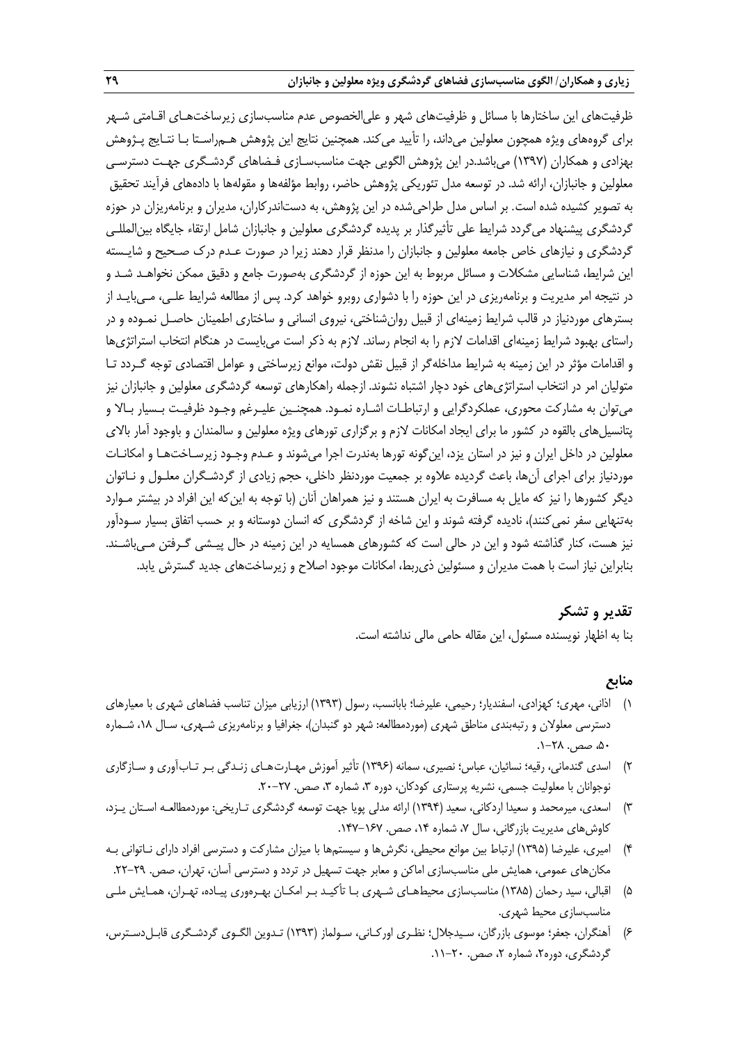ظرفیت‌های این ساختارها با مسائل و ظرفیت‌های شهر و علی‌الخصوص عدم مناسب‌سازی زیرساخت‌های اقامتی شهر برای گروه‌های ویژه همچون معلولین می‌داند، را تأیید می‌کند. همچنین نتایج این پژوهش هم‌راستا با نتایج پژوهش بهزادی و همکاران (۱۳۹۷) می‌باشد.در این پژوهش الگویی جهت مناسب‌سازی فضاهای گردشگری جهت دسترسی معلولین و جانبازان، ارائه شد. در توسعه مدل تئوریکی پژوهش حاضر، روابط مؤلفه‌ها و مقوله‌ها با داده‌های فرآیند تحقیق به تصویر کشیده شده است. بر اساس مدل طراحی‌شده در این پژوهش، به دست‌اندرکاران، مدیران و برنامه‌ریزان در حوزه گردشگری پیشنهاد می‌گردد شرایط علی تأثیرگذار بر پدیده گردشگری معلولین و جانبازان شامل ارتقاء جایگاه بین‌المللی گردشگری و نیازهای خاص جامعه معلولین و جانبازان را مدنظر قرار دهند زیرا در صورت عدم درک صحیح و شایسته این شرایط، شناسایی مشکلات و مسائل مربوط به این حوزه از گردشگری به‌صورت جامع و دقیق ممکن نخواهد شد و در نتیجه امر مدیریت و برنامه‌ریزی در این حوزه را با دشواری روبرو خواهد کرد. پس از مطالعه شرایط علی، می‌باید از بسترهای موردنیاز در قالب شرایط زمینه‌ای از قبیل روان‌شناختی، نیروی انسانی و ساختاری اطمینان حاصل نموده و در راستای بهبود شرایط زمینه‌ای اقدامات لازم را به انجام رساند. لازم به ذکر است می‌بایست در هنگام انتخاب استراتژی‌ها و اقدامات مؤثر در این زمینه به شرایط مداخله‌گر از قبیل نقش دولت، موانع زیرساختی و عوامل اقتصادی توجه گردد تا متولیان امر در انتخاب استراتژی‌های خود دچار اشتباه نشوند. ازجمله راهکارهای توسعه گردشگری معلولین و جانبازان نیز می‌توان به مشارکت محوری، عملکردگرایی و ارتباطات اشاره نمود. همچنین علیرغم وجود ظرفیت بسیار بالا و پتانسیل‌های بالقوه در کشور ما برای ایجاد امکانات لازم و برگزاری تورهای ویژه معلولین و سالمندان و باوجود آمار بالای معلولین در داخل ایران و نیز در استان یزد، این‌گونه تورها به‌ندرت اجرا می‌شوند و عدم وجود زیرساخت‌ها و امکانات موردنیاز برای اجرای آن‌ها، باعث گردیده علاوه بر جمعیت موردنظر داخلی، حجم زیادی از گردشگران معلول و ناتوان دیگر کشورها را نیز که مایل به مسافرت به ایران هستند و نیز همراهان آنان (با توجه به این‌که این افراد در بیشتر موارد به‌تنهایی سفر نمی‌کنند)، نادیده گرفته شوند و این شاخه از گردشگری که انسان دوستانه و بر حسب اتفاق بسیار سودآور نیز هست، کنار گذاشته شود و این در حالی است که کشورهای همسایه در این زمینه در حال پیشی گرفتن می‌باشند. بنابراین نیاز است با همت مدیران و مسئولین ذی‌ربط، امکانات موجود اصلاح و زیرساخت‌های جدید گسترش یابد.

## تقدیر و تشکر

بنا به اظهار نویسنده مسئول، این مقاله حامی مالی نداشته است.

## منابع

۱) اذانی، مهری؛ کهزادی، اسفندیار؛ رحیمی، علیرضا؛ بابانسب، رسول (۱۳۹۳) ارزیابی میزان تناسب فضاهای شهری با معیارهای دسترسی معلولان و رتبه‌بندی مناطق شهری (موردمطالعه: شهر دو گنبدان)، جغرافیا و برنامه‌ریزی شهری، سال ۱۸، شماره ۵۰، صص. ۲۸-۱.

۲) اسدی گندمانی، رقیه؛ نسائیان، عباس؛ نصیری، سمانه (۱۳۹۶) تأثیر آموزش مهارت‌های زندگی بر تاب‌آوری و سازگاری نوجوانان با معلولیت جسمی، نشریه پرستاری کودکان، دوره ۳، شماره ۳، صص. ۲۷-۲۰.

۳) اسعدی، میرمحمد و سعیدا اردکانی، سعید (۱۳۹۴) ارائه مدلی پویا جهت توسعه گردشگری تاریخی: موردمطالعه استان یزد، کاوش‌های مدیریت بازرگانی، سال ۷، شماره ۱۴، صص. ۱۶۷-۱۴۷.

۴) امیری، علیرضا (۱۳۹۵) ارتباط بین موانع محیطی، نگرش‌ها و سیستم‌ها با میزان مشارکت و دسترسی افراد دارای ناتوانی به مکان‌های عمومی، همایش ملی مناسب‌سازی اماکن و معابر جهت تسهیل در تردد و دسترسی آسان، تهران، صص. ۲۹-۲۲.

۵) اقبالی، سید رحمان (۱۳۸۵) مناسب‌سازی محیط‌های شهری با تأکید بر امکان بهره‌وری پیاده، تهران، همایش ملی مناسب‌سازی محیط شهری.

۶) آهنگران، جعفر؛ موسوی بازرگان، سیدجلال؛ نظری اورکانی، سولماز (۱۳۹۳) تدوین الگوی گردشگری قابل‌دسترس، گردشگری، دوره۲، شماره ۲، صص. ۲۰-۱۱.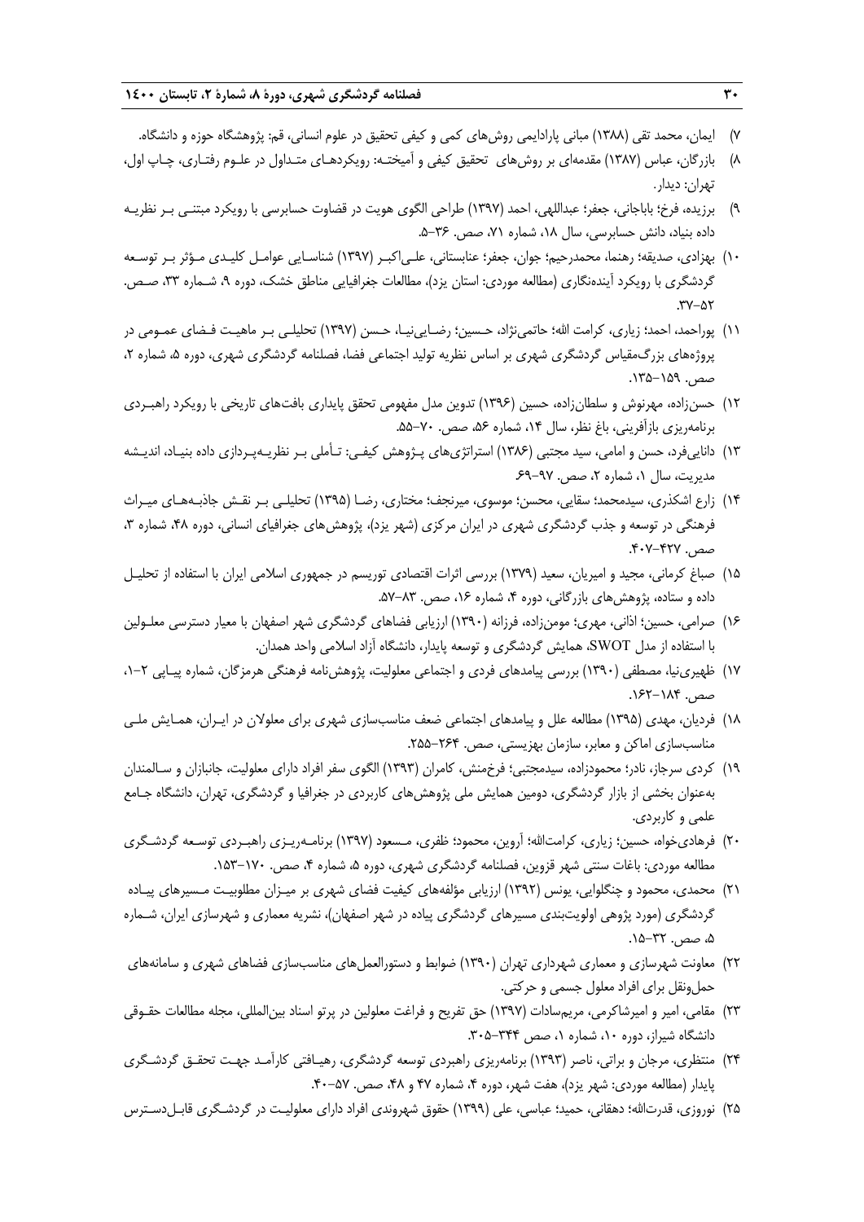۷) ایمان، محمد تقی (۱۳۸۸) مبانی پارادایمی روش‌های کمی و کیفی تحقیق در علوم انسانی، قم: پژوهشگاه حوزه و دانشگاه.

۸) بازرگان، عباس (۱۳۸۷) مقدمه‌ای بر روش‌های تحقیق کیفی و آمیخته: رویکردهای متداول در علوم رفتاری، چاپ اول، تهران: دیدار.

۹) برزیده، فرخ؛ باباجانی، جعفر؛ عبداللهی، احمد (۱۳۹۷) طراحی الگوی هویت در قضاوت حسابرسی با رویکرد مبتنی بر نظریه داده بنیاد، دانش حسابرسی، سال ۱۸، شماره ۷۱، صص. ۳۶-۵.

۱۰) بهزادی، صدیقه؛ رهنما، محمدرحیم؛ جوان، جعفر؛ عنابستانی، علی‌اکبر (۱۳۹۷) شناسایی عوامل کلیدی مؤثر بر توسعه گردشگری با رویکرد آینده‌نگاری (مطالعه موردی: استان یزد)، مطالعات جغرافیایی مناطق خشک، دوره ۹، شماره ۳۳، صص. ۵۲-۳۷.

۱۱) پوراحمد، احمد؛ زیاری، کرامت الله؛ حاتمی‌نژاد، حسین؛ رضایی‌نیا، حسن (۱۳۹۷) تحلیلی بر ماهیت فضای عمومی در پروژه‌های بزرگ‌مقیاس گردشگری شهری بر اساس نظریه تولید اجتماعی فضا، فصلنامه گردشگری شهری، دوره ۵، شماره ۲، صص. ۱۵۹-۱۳۵.

۱۲) حسن‌زاده، مهرنوش و سلطان‌زاده، حسین (۱۳۹۶) تدوین مدل مفهومی تحقق پایداری بافت‌های تاریخی با رویکرد راهبردی برنامه‌ریزی بازآفرینی، باغ نظر، سال ۱۴، شماره ۵۶، صص. ۷۰-۵۵.

۱۳) دانایی‌فرد، حسن و امامی، سید مجتبی (۱۳۸۶) استراتژی‌های پژوهش کیفی: تأملی بر نظریه‌پردازی داده بنیاد، اندیشه مدیریت، سال ۱، شماره ۲، صص. ۹۷-۶۹.

۱۴) زارع اشکذری، سیدمحمد؛ سقایی، محسن؛ موسوی، میرنجف؛ مختاری، رضا (۱۳۹۵) تحلیلی بر نقش جاذبه‌های میراث فرهنگی در توسعه و جذب گردشگری شهری در ایران مرکزی (شهر یزد)، پژوهش‌های جغرافیای انسانی، دوره ۴۸، شماره ۳، صص. ۴۲۷-۴۰۷.

۱۵) صباغ کرمانی، مجید و امیریان، سعید (۱۳۷۹) بررسی اثرات اقتصادی توریسم در جمهوری اسلامی ایران با استفاده از تحلیل داده و ستاده، پژوهش‌های بازرگانی، دوره ۴، شماره ۱۶، صص. ۸۳-۵۷.

۱۶) صرامی، حسین؛ اذانی، مهری؛ مومن‌زاده، فرزانه (۱۳۹۰) ارزیابی فضاهای گردشگری شهر اصفهان با معیار دسترسی معلولین با استفاده از مدل SWOT، همایش گردشگری و توسعه پایدار، دانشگاه آزاد اسلامی واحد همدان.

۱۷) ظهیری‌نیا، مصطفی (۱۳۹۰) بررسی پیامدهای فردی و اجتماعی معلولیت، پژوهش‌نامه فرهنگی هرمزگان، شماره پیاپی ۲-۱، صص. ۱۸۴-۱۶۲.

۱۸) فردیان، مهدی (۱۳۹۵) مطالعه علل و پیامدهای اجتماعی ضعف مناسب‌سازی شهری برای معلولان در ایران، همایش ملی مناسب‌سازی اماکن و معابر، سازمان بهزیستی، صص. ۲۶۴-۲۵۵.

۱۹) کردی سرجاز، نادر؛ محمودزاده، سیدمجتبی؛ فرخ‌منش، کامران (۱۳۹۳) الگوی سفر افراد دارای معلولیت، جانبازان و سالمندان به‌عنوان بخشی از بازار گردشگری، دومین همایش ملی پژوهش‌های کاربردی در جغرافیا و گردشگری، تهران، دانشگاه جامع علمی و کاربردی.

۲۰) فرهادی‌خواه، حسین؛ زیاری، کرامت‌الله؛ آروین، محمود؛ ظفری، مسعود (۱۳۹۷) برنامه‌ریزی راهبردی توسعه گردشگری مطالعه موردی: باغات سنتی شهر قزوین، فصلنامه گردشگری شهری، دوره ۵، شماره ۴، صص. ۱۷۰-۱۵۳.

۲۱) محمدی، محمود و چنگلوایی، یونس (۱۳۹۲) ارزیابی مؤلفه‌های کیفیت فضای شهری بر میزان مطلوبیت مسیرهای پیاده گردشگری (مورد پژوهی اولویت‌بندی مسیرهای گردشگری پیاده در شهر اصفهان)، نشریه معماری و شهرسازی ایران، شماره ۵، صص. ۳۲-۱۵.

۲۲) معاونت شهرسازی و معماری شهرداری تهران (۱۳۹۰) ضوابط و دستورالعمل‌های مناسب‌سازی فضاهای شهری و سامانه‌های حمل‌ونقل برای افراد معلول جسمی و حرکتی.

۲۳) مقامی، امیر و امیرشاکرمی، مریم‌سادات (۱۳۹۷) حق تفریح و فراغت معلولین در پرتو اسناد بین‌المللی، مجله مطالعات حقوقی دانشگاه شیراز، دوره ۱۰، شماره ۱، صص ۳۴۴-۳۰۵.

۲۴) منتظری، مرجان و براتی، ناصر (۱۳۹۳) برنامه‌ریزی راهبردی توسعه گردشگری، رهیافتی کارآمد جهت تحقق گردشگری پایدار (مطالعه موردی: شهر یزد)، هفت شهر، دوره ۴، شماره ۴۷ و ۴۸، صص. ۵۷-۴۰.

۲۵) نوروزی، قدرت‌الله؛ دهقانی، حمید؛ عباسی، علی (۱۳۹۹) حقوق شهروندی افراد دارای معلولیت در گردشگری قابل‌دسترس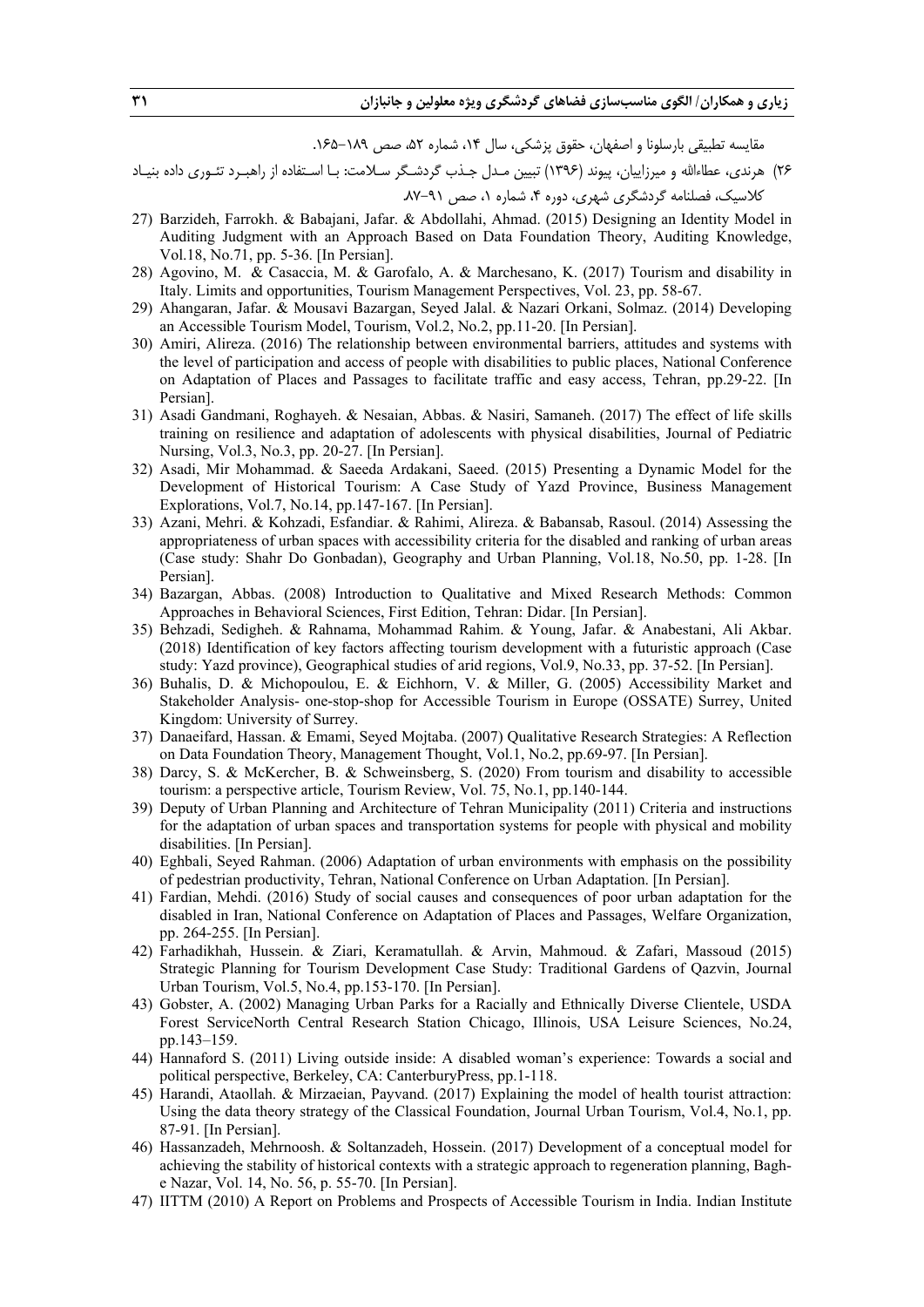مقایسه تطبیقی بارسلونا و اصفهان، حقوق پزشکی، سال ۱۴، شماره ۵۲، صص ۱۸۹-۱۶۵.

۲۶) هرندی، عطاءالله و میرزاییان، پیوند (۱۳۹۶) تبیین مدل جذب گردشگر سلامت: با استفاده از راهبرد تئوری داده بنیاد کلاسیک، فصلنامه گردشگری شهری، دوره ۴، شماره ۱، صص ۹۱-۸۷.

27) Barzideh, Farrokh. & Babajani, Jafar. & Abdollahi, Ahmad. (2015) Designing an Identity Model in Auditing Judgment with an Approach Based on Data Foundation Theory, Auditing Knowledge, Vol.18, No.71, pp. 5-36. [In Persian].

28) Agovino, M. & Casaccia, M. & Garofalo, A. & Marchesano, K. (2017) Tourism and disability in Italy. Limits and opportunities, Tourism Management Perspectives, Vol. 23, pp. 58-67.

29) Ahangaran, Jafar. & Mousavi Bazargan, Seyed Jalal. & Nazari Orkani, Solmaz. (2014) Developing an Accessible Tourism Model, Tourism, Vol.2, No.2, pp.11-20. [In Persian].

30) Amiri, Alireza. (2016) The relationship between environmental barriers, attitudes and systems with the level of participation and access of people with disabilities to public places, National Conference on Adaptation of Places and Passages to facilitate traffic and easy access, Tehran, pp.29-22. [In Persian].

31) Asadi Gandmani, Roghayeh. & Nesaian, Abbas. & Nasiri, Samaneh. (2017) The effect of life skills training on resilience and adaptation of adolescents with physical disabilities, Journal of Pediatric Nursing, Vol.3, No.3, pp. 20-27. [In Persian].

32) Asadi, Mir Mohammad. & Saeeda Ardakani, Saeed. (2015) Presenting a Dynamic Model for the Development of Historical Tourism: A Case Study of Yazd Province, Business Management Explorations, Vol.7, No.14, pp.147-167. [In Persian].

33) Azani, Mehri. & Kohzadi, Esfandiar. & Rahimi, Alireza. & Babansab, Rasoul. (2014) Assessing the appropriateness of urban spaces with accessibility criteria for the disabled and ranking of urban areas (Case study: Shahr Do Gonbadan), Geography and Urban Planning, Vol.18, No.50, pp. 1-28. [In Persian].

34) Bazargan, Abbas. (2008) Introduction to Qualitative and Mixed Research Methods: Common Approaches in Behavioral Sciences, First Edition, Tehran: Didar. [In Persian].

35) Behzadi, Sedigheh. & Rahnama, Mohammad Rahim. & Young, Jafar. & Anabestani, Ali Akbar. (2018) Identification of key factors affecting tourism development with a futuristic approach (Case study: Yazd province), Geographical studies of arid regions, Vol.9, No.33, pp. 37-52. [In Persian].

36) Buhalis, D. & Michopoulou, E. & Eichhorn, V. & Miller, G. (2005) Accessibility Market and Stakeholder Analysis- one-stop-shop for Accessible Tourism in Europe (OSSATE) Surrey, United Kingdom: University of Surrey.

37) Danaeifard, Hassan. & Emami, Seyed Mojtaba. (2007) Qualitative Research Strategies: A Reflection on Data Foundation Theory, Management Thought, Vol.1, No.2, pp.69-97. [In Persian].

38) Darcy, S. & McKercher, B. & Schweinsberg, S. (2020) From tourism and disability to accessible tourism: a perspective article, Tourism Review, Vol. 75, No.1, pp.140-144.

39) Deputy of Urban Planning and Architecture of Tehran Municipality (2011) Criteria and instructions for the adaptation of urban spaces and transportation systems for people with physical and mobility disabilities. [In Persian].

40) Eghbali, Seyed Rahman. (2006) Adaptation of urban environments with emphasis on the possibility of pedestrian productivity, Tehran, National Conference on Urban Adaptation. [In Persian].

41) Fardian, Mehdi. (2016) Study of social causes and consequences of poor urban adaptation for the disabled in Iran, National Conference on Adaptation of Places and Passages, Welfare Organization, pp. 264-255. [In Persian].

42) Farhadikhah, Hussein. & Ziari, Keramatullah. & Arvin, Mahmoud. & Zafari, Massoud (2015) Strategic Planning for Tourism Development Case Study: Traditional Gardens of Qazvin, Journal Urban Tourism, Vol.5, No.4, pp.153-170. [In Persian].

43) Gobster, A. (2002) Managing Urban Parks for a Racially and Ethnically Diverse Clientele, USDA Forest ServiceNorth Central Research Station Chicago, Illinois, USA Leisure Sciences, No.24, pp.143–159.

44) Hannaford S. (2011) Living outside inside: A disabled woman's experience: Towards a social and political perspective, Berkeley, CA: CanterburyPress, pp.1-118.

45) Harandi, Ataollah. & Mirzaeian, Payvand. (2017) Explaining the model of health tourist attraction: Using the data theory strategy of the Classical Foundation, Journal Urban Tourism, Vol.4, No.1, pp. 87-91. [In Persian].

46) Hassanzadeh, Mehrnoosh. & Soltanzadeh, Hossein. (2017) Development of a conceptual model for achieving the stability of historical contexts with a strategic approach to regeneration planning, Bagh-e Nazar, Vol. 14, No. 56, p. 55-70. [In Persian].

47) IITTM (2010) A Report on Problems and Prospects of Accessible Tourism in India. Indian Institute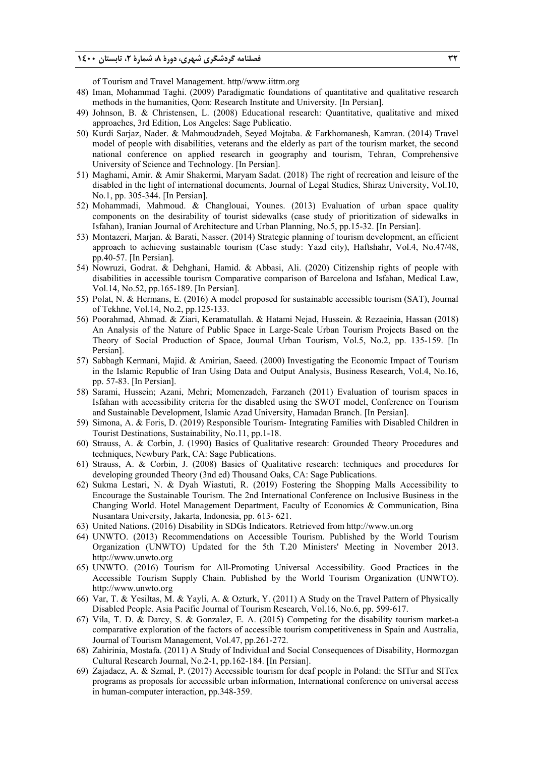of Tourism and Travel Management. http//www.iittm.org

48) Iman, Mohammad Taghi. (2009) Paradigmatic foundations of quantitative and qualitative research methods in the humanities, Qom: Research Institute and University. [In Persian].
49) Johnson, B. & Christensen, L. (2008) Educational research: Quantitative, qualitative and mixed approaches, 3rd Edition, Los Angeles: Sage Publicatio.
50) Kurdi Sarjaz, Nader. & Mahmoudzadeh, Seyed Mojtaba. & Farkhomanesh, Kamran. (2014) Travel model of people with disabilities, veterans and the elderly as part of the tourism market, the second national conference on applied research in geography and tourism, Tehran, Comprehensive University of Science and Technology. [In Persian].
51) Maghami, Amir. & Amir Shakermi, Maryam Sadat. (2018) The right of recreation and leisure of the disabled in the light of international documents, Journal of Legal Studies, Shiraz University, Vol.10, No.1, pp. 305-344. [In Persian].
52) Mohammadi, Mahmoud. & Changlouai, Younes. (2013) Evaluation of urban space quality components on the desirability of tourist sidewalks (case study of prioritization of sidewalks in Isfahan), Iranian Journal of Architecture and Urban Planning, No.5, pp.15-32. [In Persian].
53) Montazeri, Marjan. & Barati, Nasser. (2014) Strategic planning of tourism development, an efficient approach to achieving sustainable tourism (Case study: Yazd city), Haftshahr, Vol.4, No.47/48, pp.40-57. [In Persian].
54) Nowruzi, Godrat. & Dehghani, Hamid. & Abbasi, Ali. (2020) Citizenship rights of people with disabilities in accessible tourism Comparative comparison of Barcelona and Isfahan, Medical Law, Vol.14, No.52, pp.165-189. [In Persian].
55) Polat, N. & Hermans, E. (2016) A model proposed for sustainable accessible tourism (SAT), Journal of Tekhne, Vol.14, No.2, pp.125-133.
56) Poorahmad, Ahmad. & Ziari, Keramatullah. & Hatami Nejad, Hussein. & Rezaeinia, Hassan (2018) An Analysis of the Nature of Public Space in Large-Scale Urban Tourism Projects Based on the Theory of Social Production of Space, Journal Urban Tourism, Vol.5, No.2, pp. 135-159. [In Persian].
57) Sabbagh Kermani, Majid. & Amirian, Saeed. (2000) Investigating the Economic Impact of Tourism in the Islamic Republic of Iran Using Data and Output Analysis, Business Research, Vol.4, No.16, pp. 57-83. [In Persian].
58) Sarami, Hussein; Azani, Mehri; Momenzadeh, Farzaneh (2011) Evaluation of tourism spaces in Isfahan with accessibility criteria for the disabled using the SWOT model, Conference on Tourism and Sustainable Development, Islamic Azad University, Hamadan Branch. [In Persian].
59) Simona, A. & Foris, D. (2019) Responsible Tourism- Integrating Families with Disabled Children in Tourist Destinations, Sustainability, No.11, pp.1-18.
60) Strauss, A. & Corbin, J. (1990) Basics of Qualitative research: Grounded Theory Procedures and techniques, Newbury Park, CA: Sage Publications.
61) Strauss, A. & Corbin, J. (2008) Basics of Qualitative research: techniques and procedures for developing grounded Theory (3nd ed) Thousand Oaks, CA: Sage Publications.
62) Sukma Lestari, N. & Dyah Wiastuti, R. (2019) Fostering the Shopping Malls Accessibility to Encourage the Sustainable Tourism. The 2nd International Conference on Inclusive Business in the Changing World. Hotel Management Department, Faculty of Economics & Communication, Bina Nusantara University, Jakarta, Indonesia, pp. 613- 621.
63) United Nations. (2016) Disability in SDGs Indicators. Retrieved from http://www.un.org
64) UNWTO. (2013) Recommendations on Accessible Tourism. Published by the World Tourism Organization (UNWTO) Updated for the 5th T.20 Ministers' Meeting in November 2013. http://www.unwto.org
65) UNWTO. (2016) Tourism for All-Promoting Universal Accessibility. Good Practices in the Accessible Tourism Supply Chain. Published by the World Tourism Organization (UNWTO). http://www.unwto.org
66) Var, T. & Yesiltas, M. & Yayli, A. & Ozturk, Y. (2011) A Study on the Travel Pattern of Physically Disabled People. Asia Pacific Journal of Tourism Research, Vol.16, No.6, pp. 599-617.
67) Vila, T. D. & Darcy, S. & Gonzalez, E. A. (2015) Competing for the disability tourism market-a comparative exploration of the factors of accessible tourism competitiveness in Spain and Australia, Journal of Tourism Management, Vol.47, pp.261-272.
68) Zahirinia, Mostafa. (2011) A Study of Individual and Social Consequences of Disability, Hormozgan Cultural Research Journal, No.2-1, pp.162-184. [In Persian].
69) Zajadacz, A. & Szmal, P. (2017) Accessible tourism for deaf people in Poland: the SITur and SITex programs as proposals for accessible urban information, International conference on universal access in human-computer interaction, pp.348-359.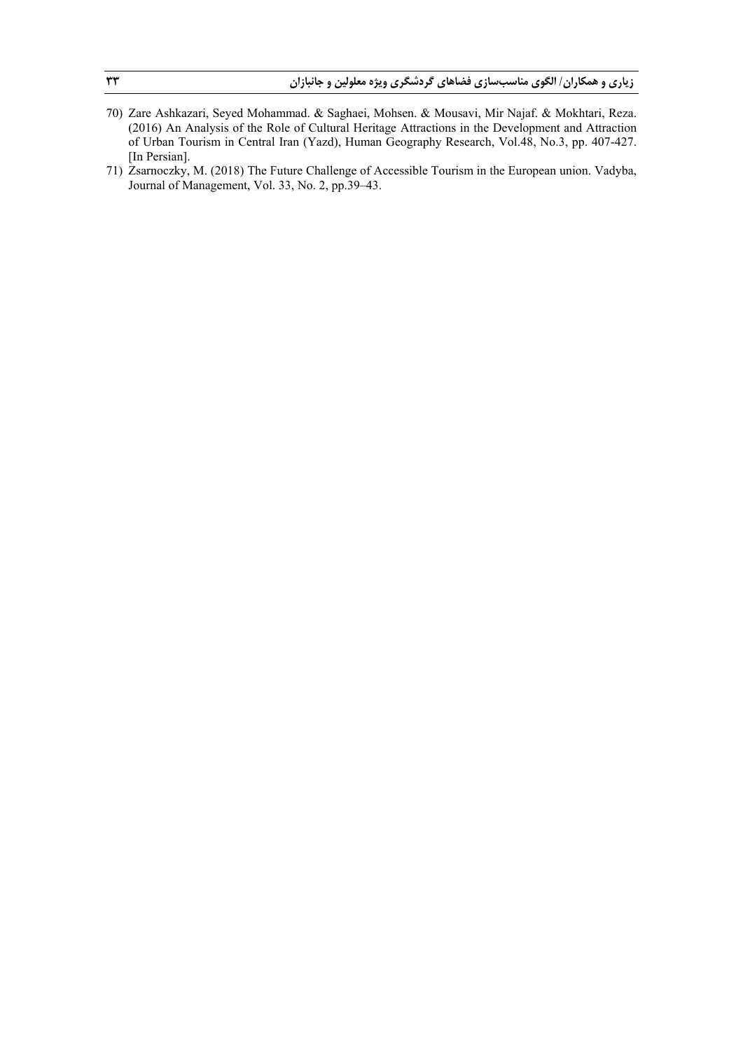70) Zare Ashkazari, Seyed Mohammad. & Saghaei, Mohsen. & Mousavi, Mir Najaf. & Mokhtari, Reza. (2016) An Analysis of the Role of Cultural Heritage Attractions in the Development and Attraction of Urban Tourism in Central Iran (Yazd), Human Geography Research, Vol.48, No.3, pp. 407-427. [In Persian].
71) Zsarnoczky, M. (2018) The Future Challenge of Accessible Tourism in the European union. Vadyba, Journal of Management, Vol. 33, No. 2, pp.39–43.